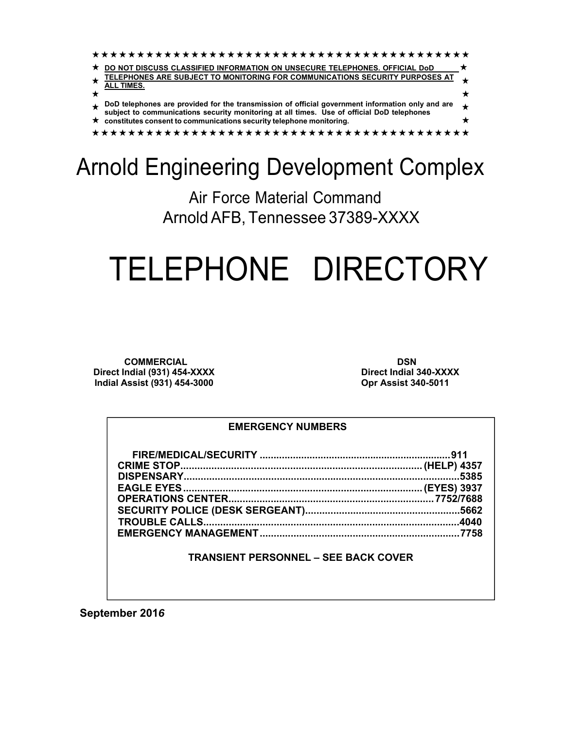**DO NOT DISCUSS CLASSIFIED INFORMATION ON UNSECURE TELEPHONES. OFFICIAL DoD TELEPHONES ARE SUBJECT TO MONITORING FOR COMMUNICATIONS SECURITY PURPOSES AT ALL TIMES.**

**DoD telephones are provided for the transmission of official government information only and are subject to communications security monitoring at all times. Use of official DoD telephones constitutes consent to communications security telephone monitoring.**

# Arnold Engineering Development Complex

## Air Force Material Command
## Arnold AFB, Tennessee 37389-XXXX

# TELEPHONE DIRECTORY

| COMMERCIAL | DSN |
|---|---|
| Direct Indial (931) 454-XXXX | Direct Indial 340-XXXX |
| Indial Assist (931) 454-3000 | Opr Assist 340-5011 |

**EMERGENCY NUMBERS**

| | |
|---|---|
| FIRE/MEDICAL/SECURITY | 911 |
| CRIME STOP | (HELP) 4357 |
| DISPENSARY | 5385 |
| EAGLE EYES | (EYES) 3937 |
| OPERATIONS CENTER | 7752/7688 |
| SECURITY POLICE (DESK SERGEANT) | 5662 |
| TROUBLE CALLS | 4040 |
| EMERGENCY MANAGEMENT | 7758 |

**TRANSIENT PERSONNEL – SEE BACK COVER**

**September 2016**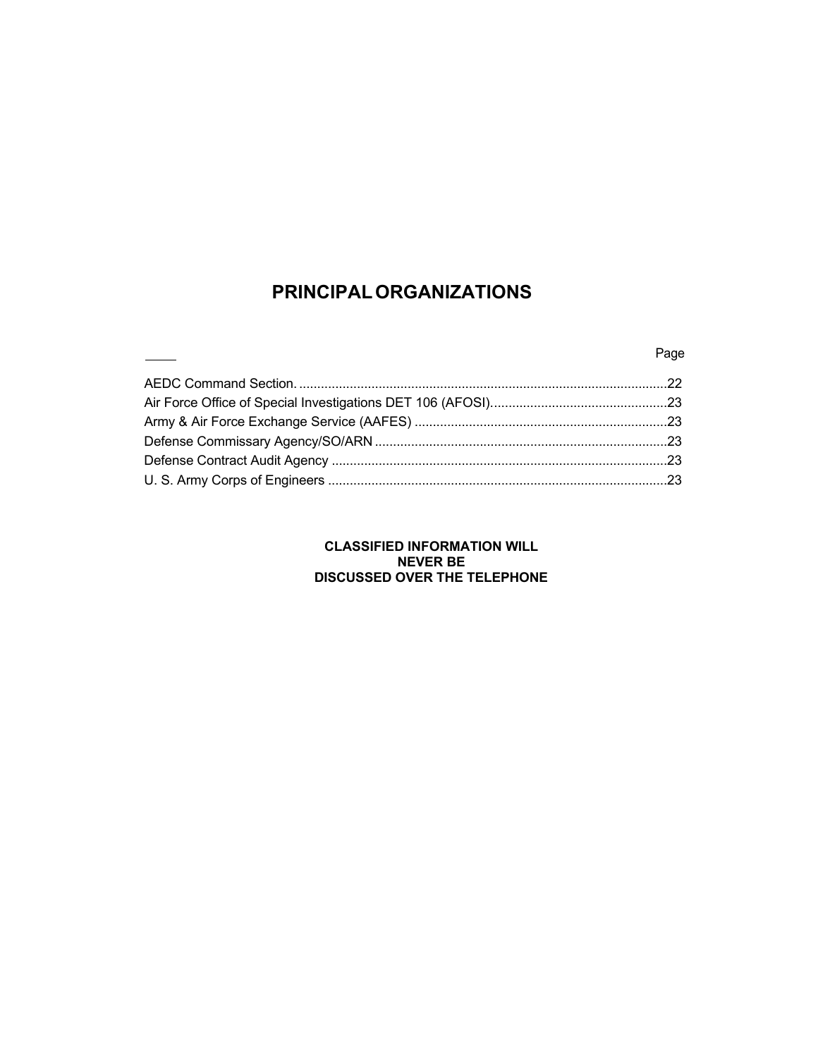# PRINCIPAL ORGANIZATIONS

| | Page |
|---|---|
| AEDC Command Section. | 22 |
| Air Force Office of Special Investigations DET 106 (AFOSI) | 23 |
| Army & Air Force Exchange Service (AAFES) | 23 |
| Defense Commissary Agency/SO/ARN | 23 |
| Defense Contract Audit Agency | 23 |
| U. S. Army Corps of Engineers | 23 |

**CLASSIFIED INFORMATION WILL NEVER BE DISCUSSED OVER THE TELEPHONE**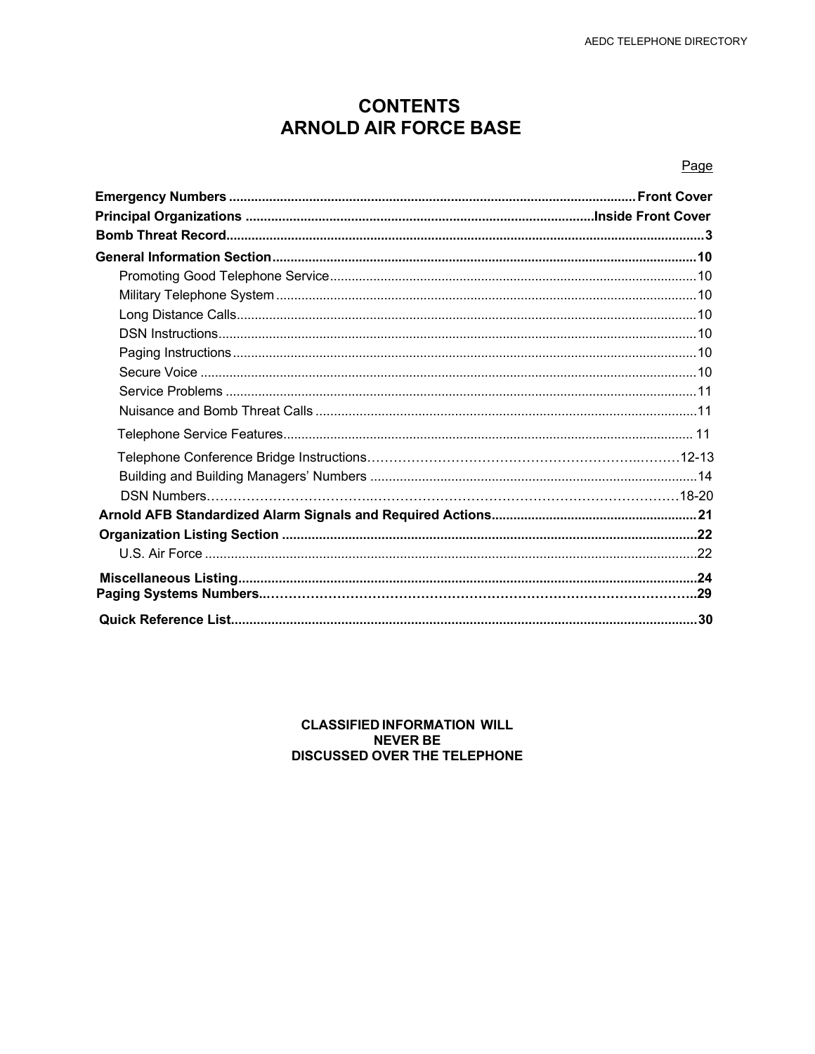# CONTENTS
# ARNOLD AIR FORCE BASE

| | Page |
|---|---|
| **Emergency Numbers** | **Front Cover** |
| **Principal Organizations** | **Inside Front Cover** |
| **Bomb Threat Record** | **3** |
| **General Information Section** | **10** |
| Promoting Good Telephone Service | 10 |
| Military Telephone System | 10 |
| Long Distance Calls | 10 |
| DSN Instructions | 10 |
| Paging Instructions | 10 |
| Secure Voice | 10 |
| Service Problems | 11 |
| Nuisance and Bomb Threat Calls | 11 |
| Telephone Service Features | 11 |
| Telephone Conference Bridge Instructions | 12-13 |
| Building and Building Managers' Numbers | 14 |
| DSN Numbers | 18-20 |
| **Arnold AFB Standardized Alarm Signals and Required Actions** | **21** |
| **Organization Listing Section** | **22** |
| U.S. Air Force | 22 |
| **Miscellaneous Listing** | **24** |
| **Paging Systems Numbers** | **29** |
| **Quick Reference List** | **30** |

**CLASSIFIED INFORMATION WILL NEVER BE DISCUSSED OVER THE TELEPHONE**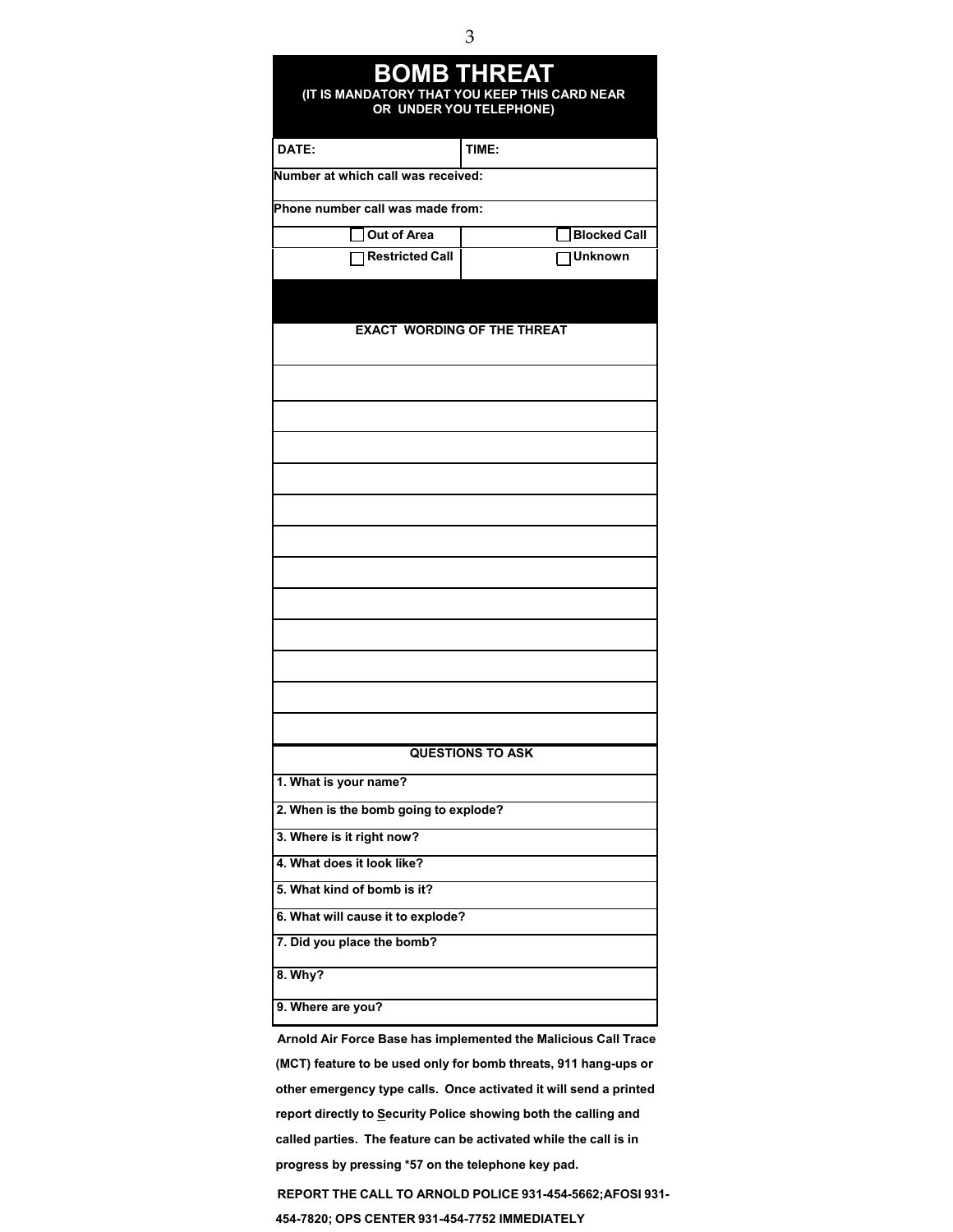# BOMB THREAT

**(IT IS MANDATORY THAT YOU KEEP THIS CARD NEAR OR UNDER YOU TELEPHONE)**

| DATE: | TIME: |
|---|---|
| **Number at which call was received:** | |
| **Phone number call was made from:** | |
| ☐ Out of Area | ☐ Blocked Call |
| ☐ Restricted Call | ☐ Unknown |

**EXACT WORDING OF THE THREAT**

|  |
|---|
|  |
|  |
|  |
|  |
|  |
|  |
|  |
|  |
|  |
|  |
|  |
|  |

**QUESTIONS TO ASK**

1. What is your name?
2. When is the bomb going to explode?
3. Where is it right now?
4. What does it look like?
5. What kind of bomb is it?
6. What will cause it to explode?
7. Did you place the bomb?
8. Why?
9. Where are you?

**Arnold Air Force Base has implemented the Malicious Call Trace (MCT) feature to be used only for bomb threats, 911 hang-ups or other emergency type calls. Once activated it will send a printed report directly to Security Police showing both the calling and called parties. The feature can be activated while the call is in progress by pressing *57 on the telephone key pad.**

**REPORT THE CALL TO ARNOLD POLICE 931-454-5662;AFOSI 931-454-7820; OPS CENTER 931-454-7752 IMMEDIATELY**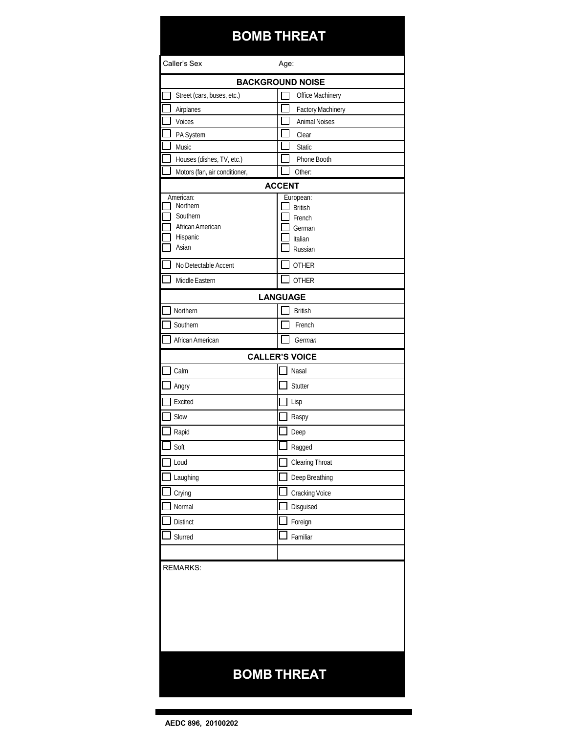# BOMB THREAT

| Caller's Sex | Age: |
|---|---|

| BACKGROUND NOISE | |
|---|---|
| ☐ Street (cars, buses, etc.) | ☐ Office Machinery |
| ☐ Airplanes | ☐ Factory Machinery |
| ☐ Voices | ☐ Animal Noises |
| ☐ PA System | ☐ Clear |
| ☐ Music | ☐ Static |
| ☐ Houses (dishes, TV, etc.) | ☐ Phone Booth |
| ☐ Motors (fan, air conditioner, | ☐ Other: |

| ACCENT | |
|---|---|
| American:<br>☐ Northern<br>☐ Southern<br>☐ African American<br>☐ Hispanic<br>☐ Asian | European:<br>☐ British<br>☐ French<br>☐ German<br>☐ Italian<br>☐ Russian |
| ☐ No Detectable Accent | ☐ OTHER |
| ☐ Middle Eastern | ☐ OTHER |

| LANGUAGE | |
|---|---|
| ☐ Northern | ☐ British |
| ☐ Southern | ☐ French |
| ☐ African American | ☐ *German* |

| CALLER'S VOICE | |
|---|---|
| ☐ Calm | ☐ Nasal |
| ☐ Angry | ☐ Stutter |
| ☐ Excited | ☐ Lisp |
| ☐ Slow | ☐ Raspy |
| ☐ Rapid | ☐ Deep |
| ☐ Soft | ☐ Ragged |
| ☐ Loud | ☐ Clearing Throat |
| ☐ Laughing | ☐ Deep Breathing |
| ☐ Crying | ☐ Cracking Voice |
| ☐ Normal | ☐ Disguised |
| ☐ Distinct | ☐ Foreign |
| ☐ Slurred | ☐ Familiar |
| | |

REMARKS:

# BOMB THREAT

AEDC 896, 20100202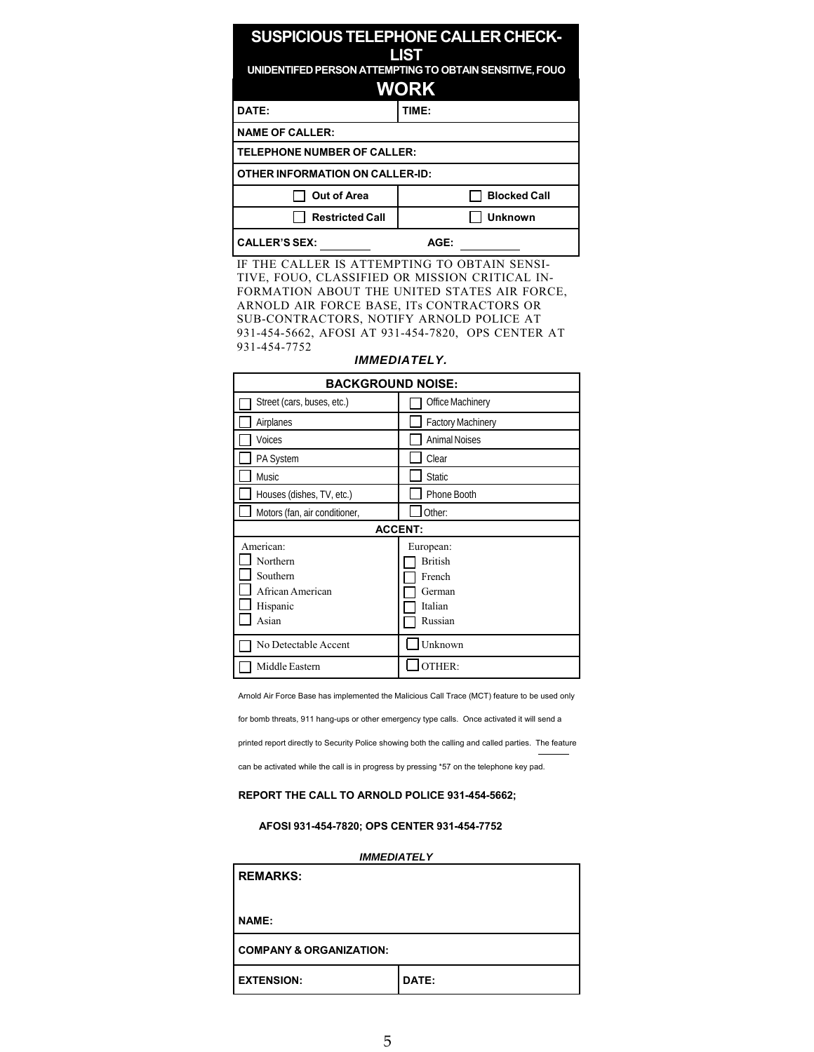# SUSPICIOUS TELEPHONE CALLER CHECK-LIST

## UNIDENTIFED PERSON ATTEMPTING TO OBTAIN SENSITIVE, FOUO WORK

| DATE: | TIME: |
|---|---|
| NAME OF CALLER: | |
| TELEPHONE NUMBER OF CALLER: | |
| OTHER INFORMATION ON CALLER-ID: | |
| ☐ Out of Area | ☐ Blocked Call |
| ☐ Restricted Call | ☐ Unknown |
| CALLER'S SEX: ________ | AGE: ________ |

IF THE CALLER IS ATTEMPTING TO OBTAIN SENSITIVE, FOUO, CLASSIFIED OR MISSION CRITICAL INFORMATION ABOUT THE UNITED STATES AIR FORCE, ARNOLD AIR FORCE BASE, ITs CONTRACTORS OR SUB-CONTRACTORS, NOTIFY ARNOLD POLICE AT 931-454-5662, AFOSI AT 931-454-7820, OPS CENTER AT 931-454-7752

***IMMEDIATELY.***

| BACKGROUND NOISE: | |
|---|---|
| ☐ Street (cars, buses, etc.) | ☐ Office Machinery |
| ☐ Airplanes | ☐ Factory Machinery |
| ☐ Voices | ☐ Animal Noises |
| ☐ PA System | ☐ Clear |
| ☐ Music | ☐ Static |
| ☐ Houses (dishes, TV, etc.) | ☐ Phone Booth |
| ☐ Motors (fan, air conditioner, | ☐ Other: |
| **ACCENT:** | |
| American:<br>☐ Northern<br>☐ Southern<br>☐ African American<br>☐ Hispanic<br>☐ Asian | European:<br>☐ British<br>☐ French<br>☐ German<br>☐ Italian<br>☐ Russian |
| ☐ No Detectable Accent | ☐ Unknown |
| ☐ Middle Eastern | ☐ OTHER: |

Arnold Air Force Base has implemented the Malicious Call Trace (MCT) feature to be used only for bomb threats, 911 hang-ups or other emergency type calls. Once activated it will send a printed report directly to Security Police showing both the calling and called parties. The feature can be activated while the call is in progress by pressing *57 on the telephone key pad.

**REPORT THE CALL TO ARNOLD POLICE 931-454-5662;**

**AFOSI 931-454-7820; OPS CENTER 931-454-7752**

***IMMEDIATELY***

| REMARKS:<br><br>NAME: | |
|---|---|
| COMPANY & ORGANIZATION: | |
| EXTENSION: | DATE: |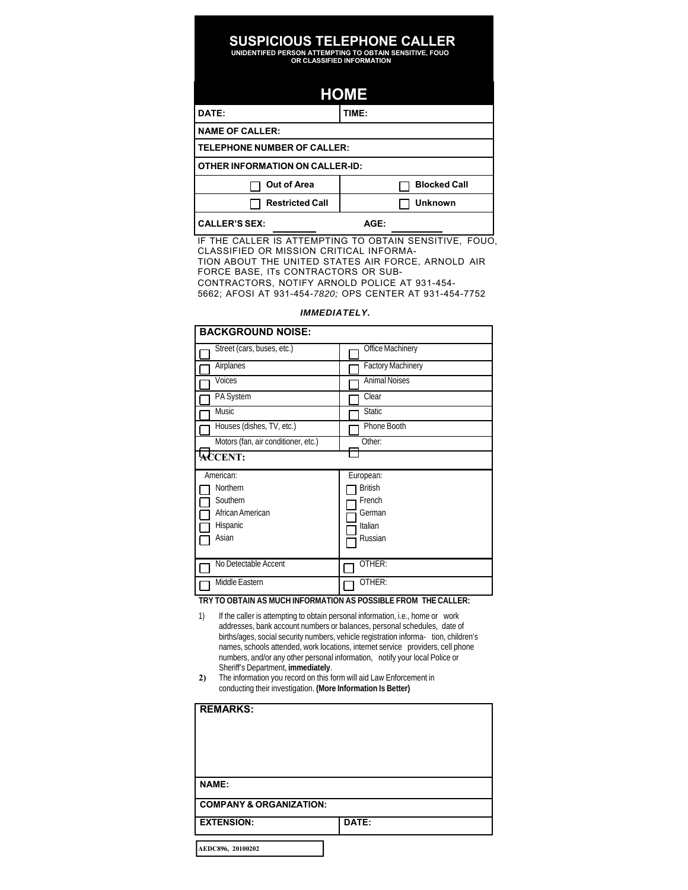# SUSPICIOUS TELEPHONE CALLER

**UNIDENTIFED PERSON ATTEMPTING TO OBTAIN SENSITIVE, FOUO OR CLASSIFIED INFORMATION**

## HOME

| DATE: | TIME: |
|---|---|
| **NAME OF CALLER:** | |
| **TELEPHONE NUMBER OF CALLER:** | |
| **OTHER INFORMATION ON CALLER-ID:** | |
| ☐ Out of Area | ☐ Blocked Call |
| ☐ Restricted Call | ☐ Unknown |
| **CALLER'S SEX:** ________ | **AGE:** ________ |

IF THE CALLER IS ATTEMPTING TO OBTAIN SENSITIVE, FOUO, CLASSIFIED OR MISSION CRITICAL INFORMATION ABOUT THE UNITED STATES AIR FORCE, ARNOLD AIR FORCE BASE, ITs CONTRACTORS OR SUB-CONTRACTORS, NOTIFY ARNOLD POLICE AT 931-454-5662; AFOSI AT 931-454-*7820;* OPS CENTER AT 931-454-7752

***IMMEDIATELY.***

| BACKGROUND NOISE: | |
|---|---|
| ☐ Street (cars, buses, etc.) | ☐ Office Machinery |
| ☐ Airplanes | ☐ Factory Machinery |
| ☐ Voices | ☐ Animal Noises |
| ☐ PA System | ☐ Clear |
| ☐ Music | ☐ Static |
| ☐ Houses (dishes, TV, etc.) | ☐ Phone Booth |
| ☐ Motors (fan, air conditioner, etc.) | ☐ Other: |

| ACCENT: | |
|---|---|
| American: | European: |
| ☐ Northern | ☐ British |
| ☐ Southern | ☐ French |
| ☐ African American | ☐ German |
| ☐ Hispanic | ☐ Italian |
| ☐ Asian | ☐ Russian |
| ☐ No Detectable Accent | ☐ OTHER: |
| ☐ Middle Eastern | ☐ OTHER: |

**TRY TO OBTAIN AS MUCH INFORMATION AS POSSIBLE FROM THE CALLER:**

1) If the caller is attempting to obtain personal information, i.e., home or work addresses, bank account numbers or balances, personal schedules, date of births/ages, social security numbers, vehicle registration information, children's names, schools attended, work locations, internet service providers, cell phone numbers, and/or any other personal information, notify your local Police or Sheriff's Department, **immediately**.
2) The information you record on this form will aid Law Enforcement in conducting their investigation. **(More Information Is Better)**

| REMARKS: | |
|---|---|
| | |
| **NAME:** | |
| **COMPANY & ORGANIZATION:** | |
| **EXTENSION:** | **DATE:** |

AEDC896, 20100202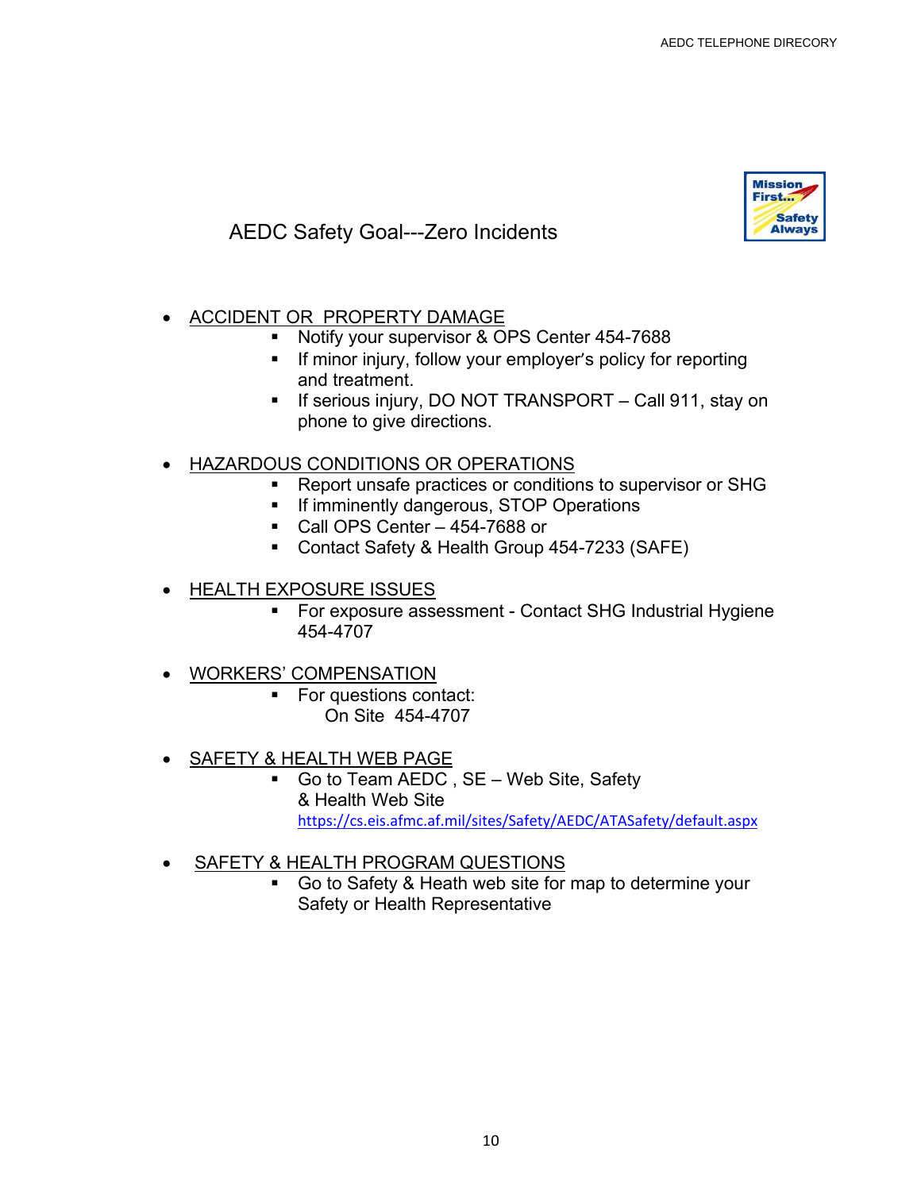# AEDC Safety Goal---Zero Incidents

- ACCIDENT OR PROPERTY DAMAGE
  - Notify your supervisor & OPS Center 454-7688
  - If minor injury, follow your employer's policy for reporting and treatment.
  - If serious injury, DO NOT TRANSPORT – Call 911, stay on phone to give directions.

- HAZARDOUS CONDITIONS OR OPERATIONS
  - Report unsafe practices or conditions to supervisor or SHG
  - If imminently dangerous, STOP Operations
  - Call OPS Center – 454-7688 or
  - Contact Safety & Health Group 454-7233 (SAFE)

- HEALTH EXPOSURE ISSUES
  - For exposure assessment - Contact SHG Industrial Hygiene 454-4707

- WORKERS' COMPENSATION
  - For questions contact:
    On Site 454-4707

- SAFETY & HEALTH WEB PAGE
  - Go to Team AEDC , SE – Web Site, Safety & Health Web Site
    https://cs.eis.afmc.af.mil/sites/Safety/AEDC/ATASafety/default.aspx

- SAFETY & HEALTH PROGRAM QUESTIONS
  - Go to Safety & Heath web site for map to determine your Safety or Health Representative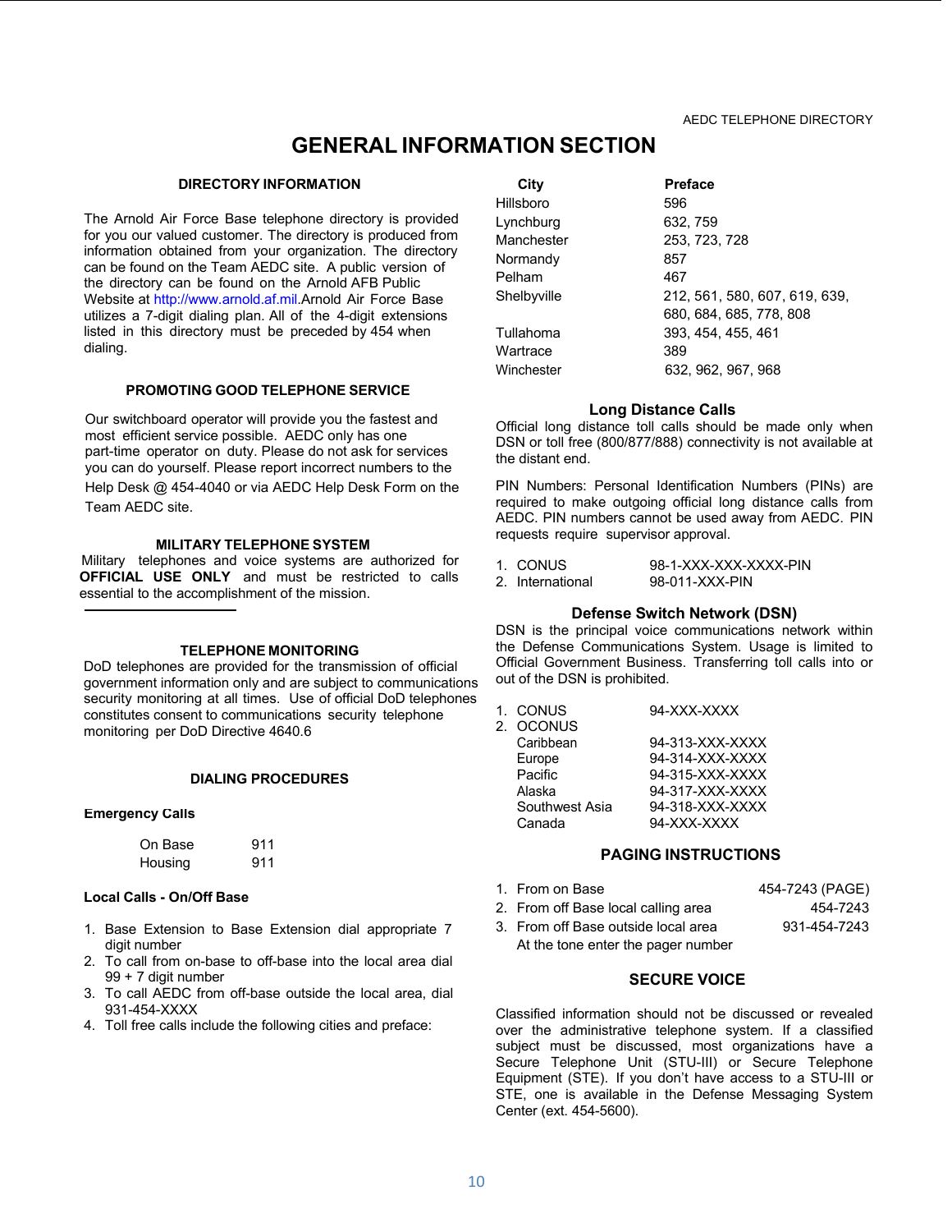# GENERAL INFORMATION SECTION

## DIRECTORY INFORMATION

The Arnold Air Force Base telephone directory is provided for you our valued customer. The directory is produced from information obtained from your organization. The directory can be found on the Team AEDC site. A public version of the directory can be found on the Arnold AFB Public Website at http://www.arnold.af.mil.Arnold Air Force Base utilizes a 7-digit dialing plan. All of the 4-digit extensions listed in this directory must be preceded by 454 when dialing.

## PROMOTING GOOD TELEPHONE SERVICE

Our switchboard operator will provide you the fastest and most efficient service possible. AEDC only has one part-time operator on duty. Please do not ask for services you can do yourself. Please report incorrect numbers to the Help Desk @ 454-4040 or via AEDC Help Desk Form on the Team AEDC site.

## MILITARY TELEPHONE SYSTEM

Military telephones and voice systems are authorized for **OFFICIAL USE ONLY** and must be restricted to calls essential to the accomplishment of the mission.

---

## TELEPHONE MONITORING

DoD telephones are provided for the transmission of official government information only and are subject to communications security monitoring at all times. Use of official DoD telephones constitutes consent to communications security telephone monitoring per DoD Directive 4640.6

## DIALING PROCEDURES

### Emergency Calls

| | |
|---|---|
| On Base | 911 |
| Housing | 911 |

### Local Calls - On/Off Base

1. Base Extension to Base Extension dial appropriate 7 digit number
2. To call from on-base to off-base into the local area dial 99 + 7 digit number
3. To call AEDC from off-base outside the local area, dial 931-454-XXXX
4. Toll free calls include the following cities and preface:

| City | Preface |
|---|---|
| Hillsboro | 596 |
| Lynchburg | 632, 759 |
| Manchester | 253, 723, 728 |
| Normandy | 857 |
| Pelham | 467 |
| Shelbyville | 212, 561, 580, 607, 619, 639, 680, 684, 685, 778, 808 |
| Tullahoma | 393, 454, 455, 461 |
| Wartrace | 389 |
| Winchester | 632, 962, 967, 968 |

### Long Distance Calls

Official long distance toll calls should be made only when DSN or toll free (800/877/888) connectivity is not available at the distant end.

PIN Numbers: Personal Identification Numbers (PINs) are required to make outgoing official long distance calls from AEDC. PIN numbers cannot be used away from AEDC. PIN requests require supervisor approval.

1. CONUS 98-1-XXX-XXX-XXXX-PIN
2. International 98-011-XXX-PIN

### Defense Switch Network (DSN)

DSN is the principal voice communications network within the Defense Communications System. Usage is limited to Official Government Business. Transferring toll calls into or out of the DSN is prohibited.

1. CONUS 94-XXX-XXXX
2. OCONUS
   - Caribbean 94-313-XXX-XXXX
   - Europe 94-314-XXX-XXXX
   - Pacific 94-315-XXX-XXXX
   - Alaska 94-317-XXX-XXXX
   - Southwest Asia 94-318-XXX-XXXX
   - Canada 94-XXX-XXXX

## PAGING INSTRUCTIONS

1. From on Base 454-7243 (PAGE)
2. From off Base local calling area 454-7243
3. From off Base outside local area 931-454-7243
   At the tone enter the pager number

## SECURE VOICE

Classified information should not be discussed or revealed over the administrative telephone system. If a classified subject must be discussed, most organizations have a Secure Telephone Unit (STU-III) or Secure Telephone Equipment (STE). If you don't have access to a STU-III or STE, one is available in the Defense Messaging System Center (ext. 454-5600).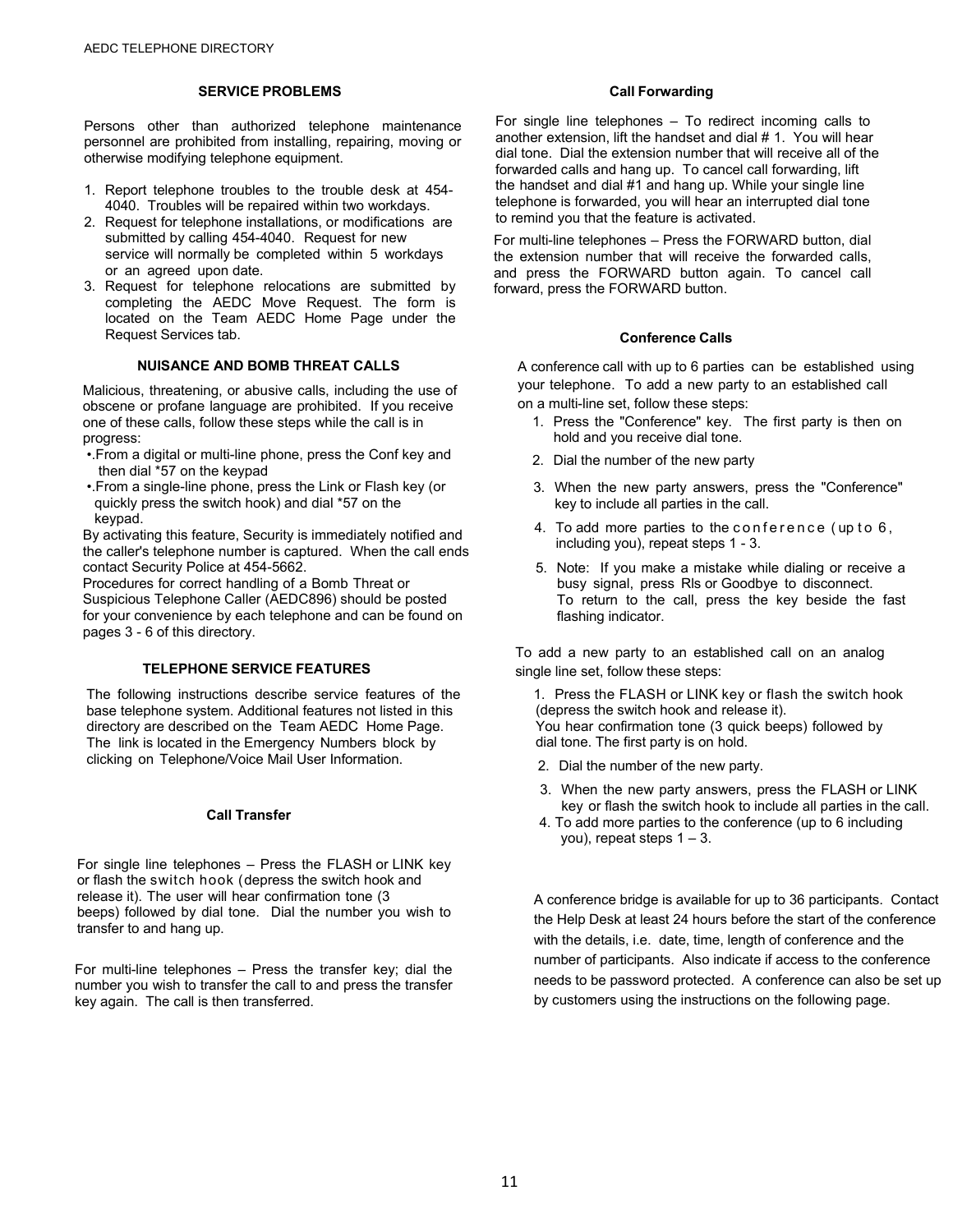## SERVICE PROBLEMS

Persons other than authorized telephone maintenance personnel are prohibited from installing, repairing, moving or otherwise modifying telephone equipment.

1. Report telephone troubles to the trouble desk at 454-4040. Troubles will be repaired within two workdays.
2. Request for telephone installations, or modifications are submitted by calling 454-4040. Request for new service will normally be completed within 5 workdays or an agreed upon date.
3. Request for telephone relocations are submitted by completing the AEDC Move Request. The form is located on the Team AEDC Home Page under the Request Services tab.

## NUISANCE AND BOMB THREAT CALLS

Malicious, threatening, or abusive calls, including the use of obscene or profane language are prohibited. If you receive one of these calls, follow these steps while the call is in progress:

- From a digital or multi-line phone, press the Conf key and then dial *57 on the keypad
- From a single-line phone, press the Link or Flash key (or quickly press the switch hook) and dial *57 on the keypad.

By activating this feature, Security is immediately notified and the caller's telephone number is captured. When the call ends contact Security Police at 454-5662.

Procedures for correct handling of a Bomb Threat or Suspicious Telephone Caller (AEDC896) should be posted for your convenience by each telephone and can be found on pages 3 - 6 of this directory.

## TELEPHONE SERVICE FEATURES

The following instructions describe service features of the base telephone system. Additional features not listed in this directory are described on the Team AEDC Home Page. The link is located in the Emergency Numbers block by clicking on Telephone/Voice Mail User Information.

### Call Transfer

For single line telephones – Press the FLASH or LINK key or flash the switch hook (depress the switch hook and release it). The user will hear confirmation tone (3 beeps) followed by dial tone. Dial the number you wish to transfer to and hang up.

For multi-line telephones – Press the transfer key; dial the number you wish to transfer the call to and press the transfer key again. The call is then transferred.

### Call Forwarding

For single line telephones – To redirect incoming calls to another extension, lift the handset and dial # 1. You will hear dial tone. Dial the extension number that will receive all of the forwarded calls and hang up. To cancel call forwarding, lift the handset and dial #1 and hang up. While your single line telephone is forwarded, you will hear an interrupted dial tone to remind you that the feature is activated.

For multi-line telephones – Press the FORWARD button, dial the extension number that will receive the forwarded calls, and press the FORWARD button again. To cancel call forward, press the FORWARD button.

### Conference Calls

A conference call with up to 6 parties can be established using your telephone. To add a new party to an established call on a multi-line set, follow these steps:

1. Press the "Conference" key. The first party is then on hold and you receive dial tone.
2. Dial the number of the new party
3. When the new party answers, press the "Conference" key to include all parties in the call.
4. To add more parties to the conference (up to 6, including you), repeat steps 1 - 3.
5. Note: If you make a mistake while dialing or receive a busy signal, press Rls or Goodbye to disconnect. To return to the call, press the key beside the fast flashing indicator.

To add a new party to an established call on an analog single line set, follow these steps:

1. Press the FLASH or LINK key or flash the switch hook (depress the switch hook and release it). You hear confirmation tone (3 quick beeps) followed by dial tone. The first party is on hold.
2. Dial the number of the new party.
3. When the new party answers, press the FLASH or LINK key or flash the switch hook to include all parties in the call.
4. To add more parties to the conference (up to 6 including you), repeat steps 1 – 3.

A conference bridge is available for up to 36 participants. Contact the Help Desk at least 24 hours before the start of the conference with the details, i.e. date, time, length of conference and the number of participants. Also indicate if access to the conference needs to be password protected. A conference can also be set up by customers using the instructions on the following page.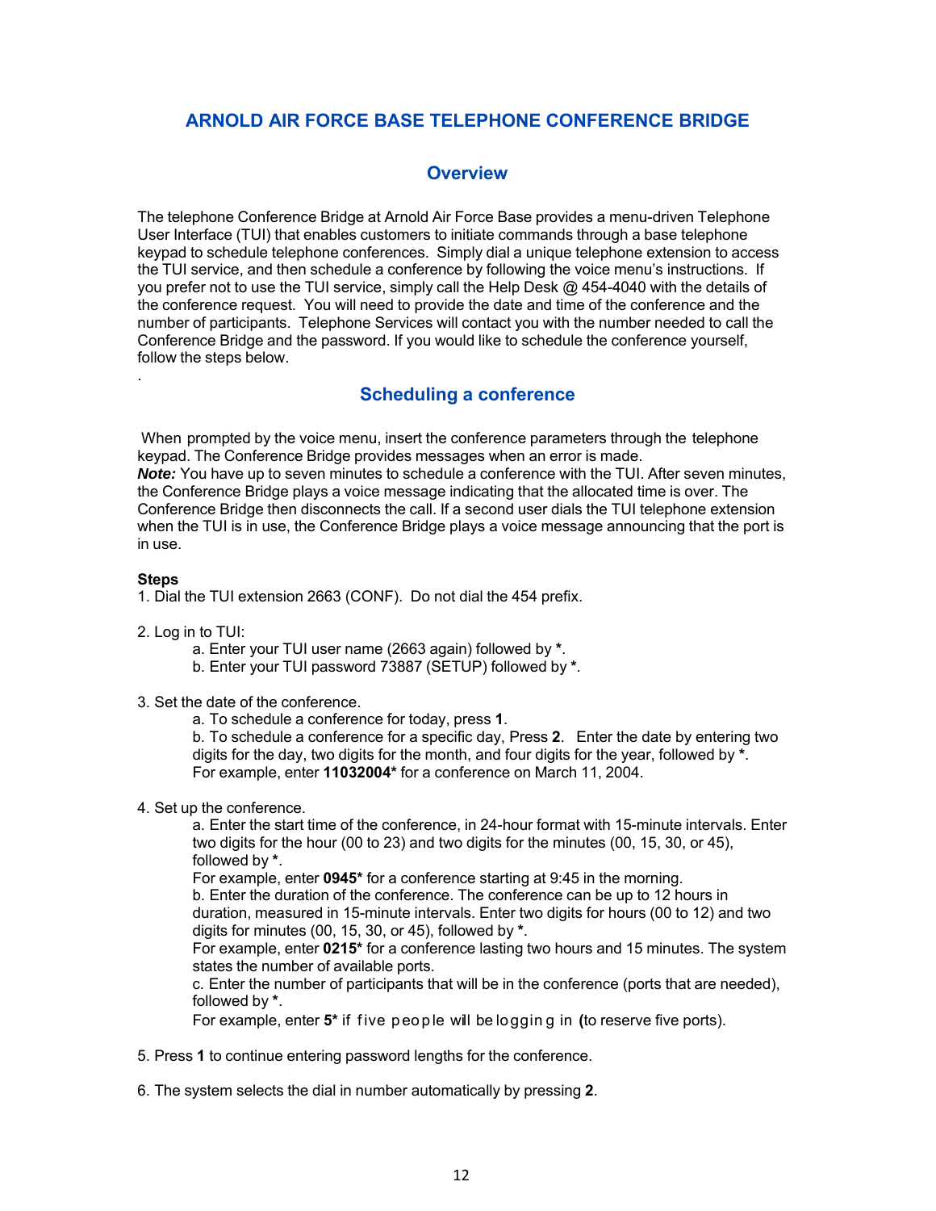# ARNOLD AIR FORCE BASE TELEPHONE CONFERENCE BRIDGE

## Overview

The telephone Conference Bridge at Arnold Air Force Base provides a menu-driven Telephone User Interface (TUI) that enables customers to initiate commands through a base telephone keypad to schedule telephone conferences. Simply dial a unique telephone extension to access the TUI service, and then schedule a conference by following the voice menu's instructions. If you prefer not to use the TUI service, simply call the Help Desk @ 454-4040 with the details of the conference request. You will need to provide the date and time of the conference and the number of participants. Telephone Services will contact you with the number needed to call the Conference Bridge and the password. If you would like to schedule the conference yourself, follow the steps below.

.

## Scheduling a conference

When prompted by the voice menu, insert the conference parameters through the telephone keypad. The Conference Bridge provides messages when an error is made.

***Note:*** You have up to seven minutes to schedule a conference with the TUI. After seven minutes, the Conference Bridge plays a voice message indicating that the allocated time is over. The Conference Bridge then disconnects the call. If a second user dials the TUI telephone extension when the TUI is in use, the Conference Bridge plays a voice message announcing that the port is in use.

**Steps**

1. Dial the TUI extension 2663 (CONF). Do not dial the 454 prefix.

2. Log in to TUI:
   a. Enter your TUI user name (2663 again) followed by **\***.
   b. Enter your TUI password 73887 (SETUP) followed by **\***.

3. Set the date of the conference.
   a. To schedule a conference for today, press **1**.
   b. To schedule a conference for a specific day, Press **2**. Enter the date by entering two digits for the day, two digits for the month, and four digits for the year, followed by **\***.
   For example, enter **11032004\*** for a conference on March 11, 2004.

4. Set up the conference.
   a. Enter the start time of the conference, in 24-hour format with 15-minute intervals. Enter two digits for the hour (00 to 23) and two digits for the minutes (00, 15, 30, or 45), followed by **\***.
   For example, enter **0945\*** for a conference starting at 9:45 in the morning.
   b. Enter the duration of the conference. The conference can be up to 12 hours in duration, measured in 15-minute intervals. Enter two digits for hours (00 to 12) and two digits for minutes (00, 15, 30, or 45), followed by **\***.
   For example, enter **0215\*** for a conference lasting two hours and 15 minutes. The system states the number of available ports.
   c. Enter the number of participants that will be in the conference (ports that are needed), followed by **\***.
   For example, enter **5\*** if five people will be logging in **(**to reserve five ports).

5. Press **1** to continue entering password lengths for the conference.

6. The system selects the dial in number automatically by pressing **2**.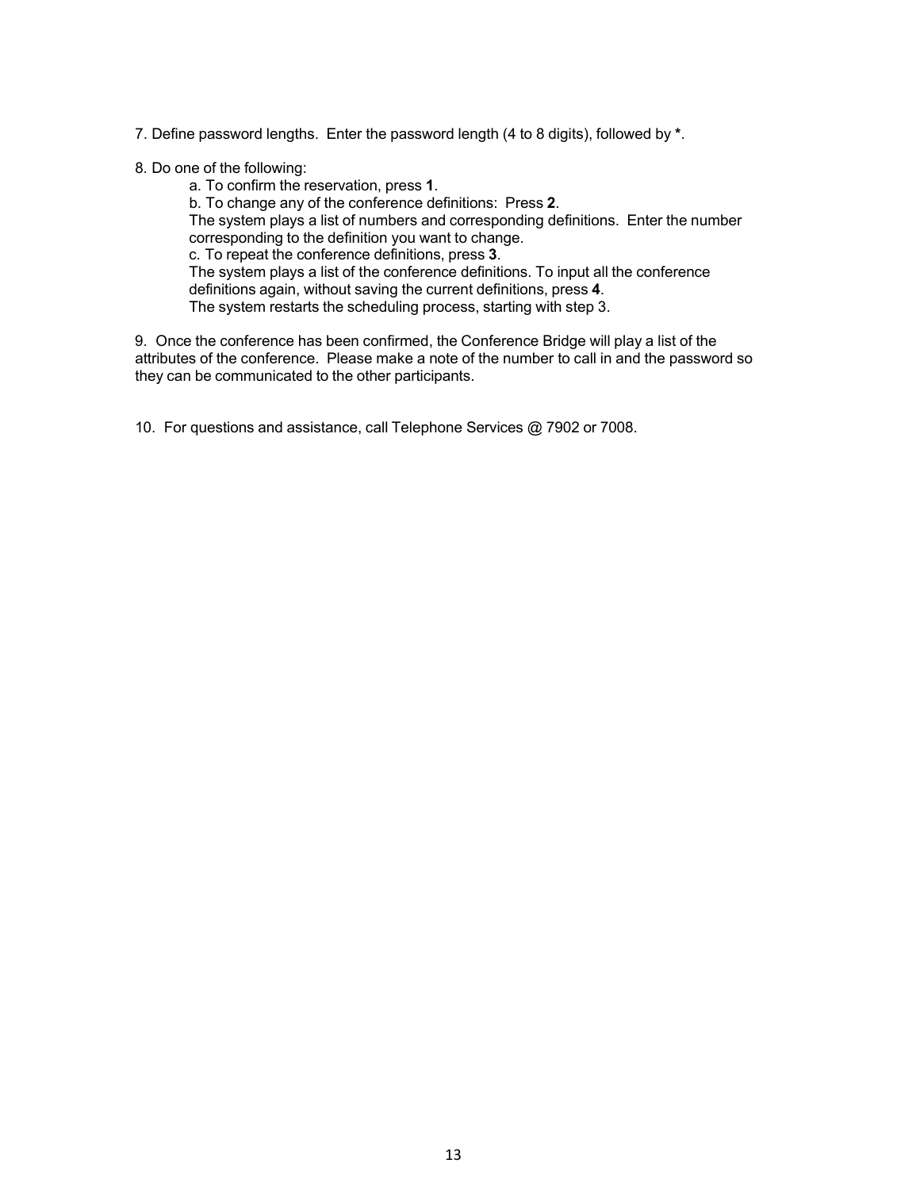7. Define password lengths. Enter the password length (4 to 8 digits), followed by **\***.

8. Do one of the following:

   a. To confirm the reservation, press **1**.

   b. To change any of the conference definitions: Press **2**.
   The system plays a list of numbers and corresponding definitions. Enter the number corresponding to the definition you want to change.

   c. To repeat the conference definitions, press **3**.
   The system plays a list of the conference definitions. To input all the conference definitions again, without saving the current definitions, press **4**.
   The system restarts the scheduling process, starting with step 3.

9. Once the conference has been confirmed, the Conference Bridge will play a list of the attributes of the conference. Please make a note of the number to call in and the password so they can be communicated to the other participants.

10. For questions and assistance, call Telephone Services @ 7902 or 7008.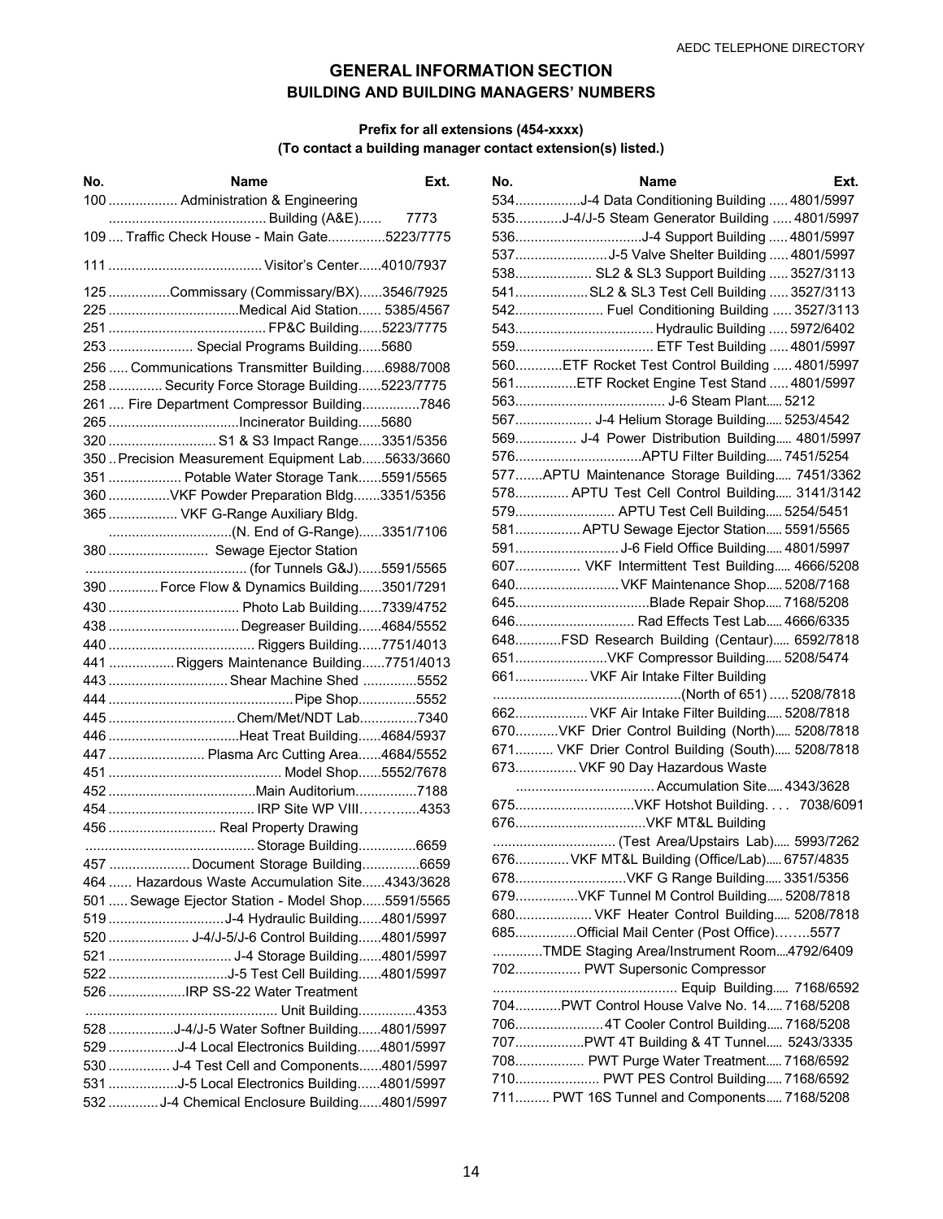## GENERAL INFORMATION SECTION
### BUILDING AND BUILDING MANAGERS' NUMBERS

**Prefix for all extensions (454-xxxx)**
**(To contact a building manager contact extension(s) listed.)**

| No. | Name | Ext. |
|---|---|---|
| 100 | Administration & Engineering Building (A&E) | 7773 |
| 109 | Traffic Check House - Main Gate | 5223/7775 |
| 111 | Visitor's Center | 4010/7937 |
| 125 | Commissary (Commissary/BX) | 3546/7925 |
| 225 | Medical Aid Station | 5385/4567 |
| 251 | FP&C Building | 5223/7775 |
| 253 | Special Programs Building | 5680 |
| 256 | Communications Transmitter Building | 6988/7008 |
| 258 | Security Force Storage Building | 5223/7775 |
| 261 | Fire Department Compressor Building | 7846 |
| 265 | Incinerator Building | 5680 |
| 320 | S1 & S3 Impact Range | 3351/5356 |
| 350 | Precision Measurement Equipment Lab | 5633/3660 |
| 351 | Potable Water Storage Tank | 5591/5565 |
| 360 | VKF Powder Preparation Bldg | 3351/5356 |
| 365 | VKF G-Range Auxiliary Bldg. (N. End of G-Range) | 3351/7106 |
| 380 | Sewage Ejector Station (for Tunnels G&J) | 5591/5565 |
| 390 | Force Flow & Dynamics Building | 3501/7291 |
| 430 | Photo Lab Building | 7339/4752 |
| 438 | Degreaser Building | 4684/5552 |
| 440 | Riggers Building | 7751/4013 |
| 441 | Riggers Maintenance Building | 7751/4013 |
| 443 | Shear Machine Shed | 5552 |
| 444 | Pipe Shop | 5552 |
| 445 | Chem/Met/NDT Lab | 7340 |
| 446 | Heat Treat Building | 4684/5937 |
| 447 | Plasma Arc Cutting Area | 4684/5552 |
| 451 | Model Shop | 5552/7678 |
| 452 | Main Auditorium | 7188 |
| 454 | IRP Site WP VIII | 4353 |
| 456 | Real Property Drawing Storage Building | 6659 |
| 457 | Document Storage Building | 6659 |
| 464 | Hazardous Waste Accumulation Site | 4343/3628 |
| 501 | Sewage Ejector Station - Model Shop | 5591/5565 |
| 519 | J-4 Hydraulic Building | 4801/5997 |
| 520 | J-4/J-5/J-6 Control Building | 4801/5997 |
| 521 | J-4 Storage Building | 4801/5997 |
| 522 | J-5 Test Cell Building | 4801/5997 |
| 526 | IRP SS-22 Water Treatment Unit Building | 4353 |
| 528 | J-4/J-5 Water Softner Building | 4801/5997 |
| 529 | J-4 Local Electronics Building | 4801/5997 |
| 530 | J-4 Test Cell and Components | 4801/5997 |
| 531 | J-5 Local Electronics Building | 4801/5997 |
| 532 | J-4 Chemical Enclosure Building | 4801/5997 |
| 534 | J-4 Data Conditioning Building | 4801/5997 |
| 535 | J-4/J-5 Steam Generator Building | 4801/5997 |
| 536 | J-4 Support Building | 4801/5997 |
| 537 | J-5 Valve Shelter Building | 4801/5997 |
| 538 | SL2 & SL3 Support Building | 3527/3113 |
| 541 | SL2 & SL3 Test Cell Building | 3527/3113 |
| 542 | Fuel Conditioning Building | 3527/3113 |
| 543 | Hydraulic Building | 5972/6402 |
| 559 | ETF Test Building | 4801/5997 |
| 560 | ETF Rocket Test Control Building | 4801/5997 |
| 561 | ETF Rocket Engine Test Stand | 4801/5997 |
| 563 | J-6 Steam Plant | 5212 |
| 567 | J-4 Helium Storage Building | 5253/4542 |
| 569 | J-4 Power Distribution Building | 4801/5997 |
| 576 | APTU Filter Building | 7451/5254 |
| 577 | APTU Maintenance Storage Building | 7451/3362 |
| 578 | APTU Test Cell Control Building | 3141/3142 |
| 579 | APTU Test Cell Building | 5254/5451 |
| 581 | APTU Sewage Ejector Station | 5591/5565 |
| 591 | J-6 Field Office Building | 4801/5997 |
| 607 | VKF Intermittent Test Building | 4666/5208 |
| 640 | VKF Maintenance Shop | 5208/7168 |
| 645 | Blade Repair Shop | 7168/5208 |
| 646 | Rad Effects Test Lab | 4666/6335 |
| 648 | FSD Research Building (Centaur) | 6592/7818 |
| 651 | VKF Compressor Building | 5208/5474 |
| 661 | VKF Air Intake Filter Building (North of 651) | 5208/7818 |
| 662 | VKF Air Intake Filter Building | 5208/7818 |
| 670 | VKF Drier Control Building (North) | 5208/7818 |
| 671 | VKF Drier Control Building (South) | 5208/7818 |
| 673 | VKF 90 Day Hazardous Waste Accumulation Site | 4343/3628 |
| 675 | VKF Hotshot Building | 7038/6091 |
| 676 | VKF MT&L Building (Test Area/Upstairs Lab) | 5993/7262 |
| 676 | VKF MT&L Building (Office/Lab) | 6757/4835 |
| 678 | VKF G Range Building | 3351/5356 |
| 679 | VKF Tunnel M Control Building | 5208/7818 |
| 680 | VKF Heater Control Building | 5208/7818 |
| 685 | Official Mail Center (Post Office) | 5577 |
| | TMDE Staging Area/Instrument Room | 4792/6409 |
| 702 | PWT Supersonic Compressor Equip Building | 7168/6592 |
| 704 | PWT Control House Valve No. 14 | 7168/5208 |
| 706 | 4T Cooler Control Building | 7168/5208 |
| 707 | PWT 4T Building & 4T Tunnel | 5243/3335 |
| 708 | PWT Purge Water Treatment | 7168/6592 |
| 710 | PWT PES Control Building | 7168/6592 |
| 711 | PWT 16S Tunnel and Components | 7168/5208 |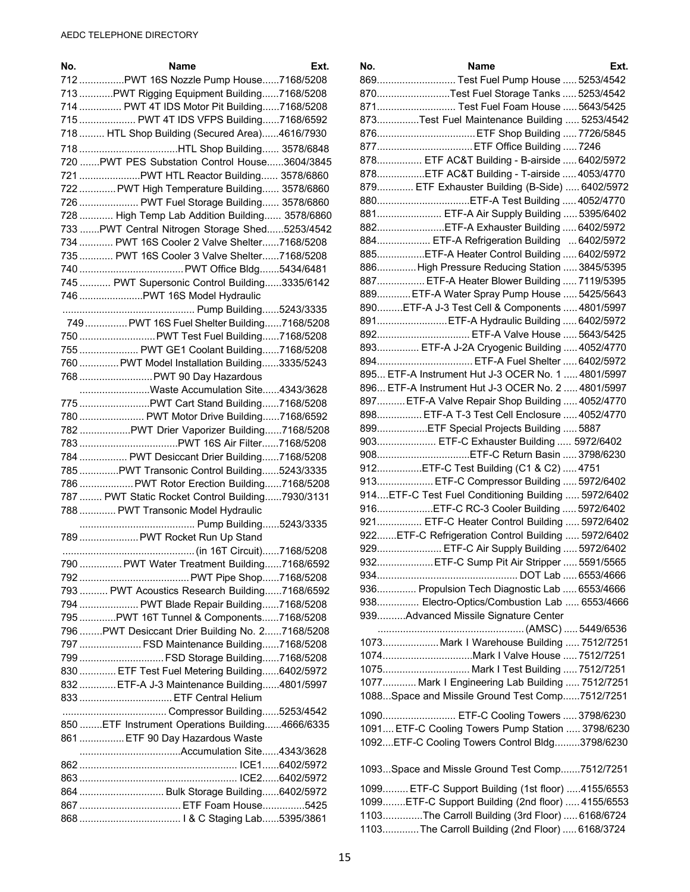| No. | Name | Ext. |
|---|---|---|
| 712 | PWT 16S Nozzle Pump House | 7168/5208 |
| 713 | PWT Rigging Equipment Building | 7168/5208 |
| 714 | PWT 4T IDS Motor Pit Building | 7168/5208 |
| 715 | PWT 4T IDS VFPS Building | 7168/6592 |
| 718 | HTL Shop Building (Secured Area) | 4616/7930 |
| 718 | HTL Shop Building | 3578/6848 |
| 720 | PWT PES Substation Control House | 3604/3845 |
| 721 | PWT HTL Reactor Building | 3578/6860 |
| 722 | PWT High Temperature Building | 3578/6860 |
| 726 | PWT Fuel Storage Building | 3578/6860 |
| 728 | High Temp Lab Addition Building | 3578/6860 |
| 733 | PWT Central Nitrogen Storage Shed | 5253/4542 |
| 734 | PWT 16S Cooler 2 Valve Shelter | 7168/5208 |
| 735 | PWT 16S Cooler 3 Valve Shelter | 7168/5208 |
| 740 | PWT Office Bldg | 5434/6481 |
| 745 | PWT Supersonic Control Building | 3335/6142 |
| 746 | PWT 16S Model Hydraulic Pump Building | 5243/3335 |
| 749 | PWT 16S Fuel Shelter Building | 7168/5208 |
| 750 | PWT Test Fuel Building | 7168/5208 |
| 755 | PWT GE1 Coolant Building | 7168/5208 |
| 760 | PWT Model Installation Building | 3335/5243 |
| 768 | PWT 90 Day Hazardous Waste Accumulation Site | 4343/3628 |
| 775 | PWT Cart Stand Building | 7168/5208 |
| 780 | PWT Motor Drive Building | 7168/6592 |
| 782 | PWT Drier Vaporizer Building | 7168/5208 |
| 783 | PWT 16S Air Filter | 7168/5208 |
| 784 | PWT Desiccant Drier Building | 7168/5208 |
| 785 | PWT Transonic Control Building | 5243/3335 |
| 786 | PWT Rotor Erection Building | 7168/5208 |
| 787 | PWT Static Rocket Control Building | 7930/3131 |
| 788 | PWT Transonic Model Hydraulic Pump Building | 5243/3335 |
| 789 | PWT Rocket Run Up Stand (in 16T Circuit) | 7168/5208 |
| 790 | PWT Water Treatment Building | 7168/6592 |
| 792 | PWT Pipe Shop | 7168/5208 |
| 793 | PWT Acoustics Research Building | 7168/6592 |
| 794 | PWT Blade Repair Building | 7168/5208 |
| 795 | PWT 16T Tunnel & Components | 7168/5208 |
| 796 | PWT Desiccant Drier Building No. 2 | 7168/5208 |
| 797 | FSD Maintenance Building | 7168/5208 |
| 799 | FSD Storage Building | 7168/5208 |
| 830 | ETF Test Fuel Metering Building | 6402/5972 |
| 832 | ETF-A J-3 Maintenance Building | 4801/5997 |
| 833 | ETF Central Helium Compressor Building | 5253/4542 |
| 850 | ETF Instrument Operations Building | 4666/6335 |
| 861 | ETF 90 Day Hazardous Waste Accumulation Site | 4343/3628 |
| 862 | ICE1 | 6402/5972 |
| 863 | ICE2 | 6402/5972 |
| 864 | Bulk Storage Building | 6402/5972 |
| 867 | ETF Foam House | 5425 |
| 868 | I & C Staging Lab | 5395/3861 |
| 869 | Test Fuel Pump House | 5253/4542 |
| 870 | Test Fuel Storage Tanks | 5253/4542 |
| 871 | Test Fuel Foam House | 5643/5425 |
| 873 | Test Fuel Maintenance Building | 5253/4542 |
| 876 | ETF Shop Building | 7726/5845 |
| 877 | ETF Office Building | 7246 |
| 878 | ETF AC&T Building - B-airside | 6402/5972 |
| 878 | ETF AC&T Building - T-airside | 4053/4770 |
| 879 | ETF Exhauster Building (B-Side) | 6402/5972 |
| 880 | ETF-A Test Building | 4052/4770 |
| 881 | ETF-A Air Supply Building | 5395/6402 |
| 882 | ETF-A Exhauster Building | 6402/5972 |
| 884 | ETF-A Refrigeration Building | 6402/5972 |
| 885 | ETF-A Heater Control Building | 6402/5972 |
| 886 | High Pressure Reducing Station | 3845/5395 |
| 887 | ETF-A Heater Blower Building | 7119/5395 |
| 889 | ETF-A Water Spray Pump House | 5425/5643 |
| 890 | ETF-A J-3 Test Cell & Components | 4801/5997 |
| 891 | ETF-A Hydraulic Building | 6402/5972 |
| 892 | ETF-A Valve House | 5643/5425 |
| 893 | ETF-A J-2A Cryogenic Building | 4052/4770 |
| 894 | ETF-A Fuel Shelter | 6402/5972 |
| 895 | ETF-A Instrument Hut J-3 OCER No. 1 | 4801/5997 |
| 896 | ETF-A Instrument Hut J-3 OCER No. 2 | 4801/5997 |
| 897 | ETF-A Valve Repair Shop Building | 4052/4770 |
| 898 | ETF-A T-3 Test Cell Enclosure | 4052/4770 |
| 899 | ETF Special Projects Building | 5887 |
| 903 | ETF-C Exhauster Building | 5972/6402 |
| 908 | ETF-C Return Basin | 3798/6230 |
| 912 | ETF-C Test Building (C1 & C2) | 4751 |
| 913 | ETF-C Compressor Building | 5972/6402 |
| 914 | ETF-C Test Fuel Conditioning Building | 5972/6402 |
| 916 | ETF-C RC-3 Cooler Building | 5972/6402 |
| 921 | ETF-C Heater Control Building | 5972/6402 |
| 922 | ETF-C Refrigeration Control Building | 5972/6402 |
| 929 | ETF-C Air Supply Building | 5972/6402 |
| 932 | ETF-C Sump Pit Air Stripper | 5591/5565 |
| 934 | DOT Lab | 6553/4666 |
| 936 | Propulsion Tech Diagnostic Lab | 6553/4666 |
| 938 | Electro-Optics/Combustion Lab | 6553/4666 |
| 939 | Advanced Missile Signature Center (AMSC) | 5449/6536 |
| 1073 | Mark I Warehouse Building | 7512/7251 |
| 1074 | Mark I Valve House | 7512/7251 |
| 1075 | Mark I Test Building | 7512/7251 |
| 1077 | Mark I Engineering Lab Building | 7512/7251 |
| 1088 | Space and Missile Ground Test Comp | 7512/7251 |
| 1090 | ETF-C Cooling Towers | 3798/6230 |
| 1091 | ETF-C Cooling Towers Pump Station | 3798/6230 |
| 1092 | ETF-C Cooling Towers Control Bldg | 3798/6230 |
| 1093 | Space and Missle Ground Test Comp | 7512/7251 |
| 1099 | ETF-C Support Building (1st floor) | 4155/6553 |
| 1099 | ETF-C Support Building (2nd floor) | 4155/6553 |
| 1103 | The Carroll Building (3rd Floor) | 6168/6724 |
| 1103 | The Carroll Building (2nd Floor) | 6168/3724 |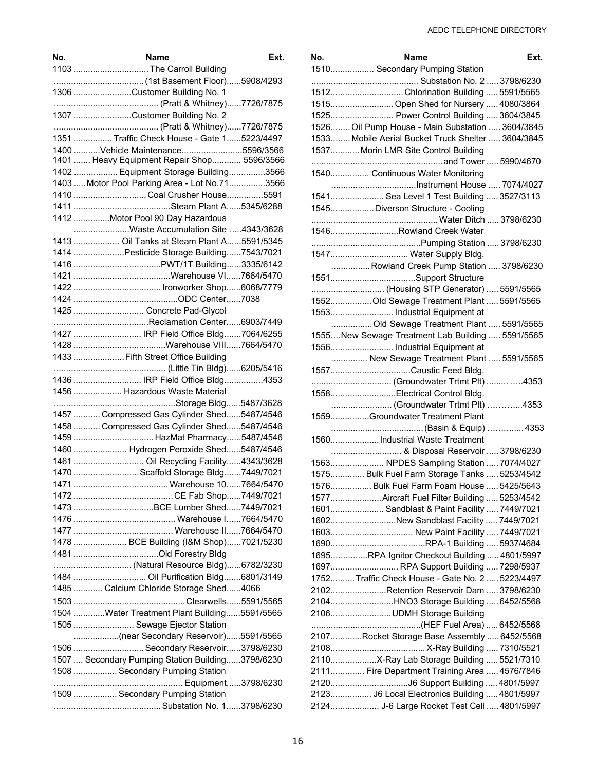| No. | Name | Ext. |
|---|---|---|
| 1103 | The Carroll Building (1st Basement Floor) | 5908/4293 |
| 1306 | Customer Building No. 1 (Pratt & Whitney) | 7726/7875 |
| 1307 | Customer Building No. 2 (Pratt & Whitney) | 7726/7875 |
| 1351 | Traffic Check House - Gate 1 | 5223/4497 |
| 1400 | Vehicle Maintenance | 5596/3566 |
| 1401 | Heavy Equipment Repair Shop | 5596/3566 |
| 1402 | Equipment Storage Building | 3566 |
| 1403 | Motor Pool Parking Area - Lot No.71 | 3566 |
| 1410 | Coal Crusher House | 5591 |
| 1411 | Steam Plant A | 5345/6288 |
| 1412 | Motor Pool 90 Day Hazardous Waste Accumulation Site | 4343/3628 |
| 1413 | Oil Tanks at Steam Plant A | 5591/5345 |
| 1414 | Pesticide Storage Building | 7543/7021 |
| 1416 | PWT/1T Building | 3335/6142 |
| 1421 | Warehouse VI | 7664/5470 |
| 1422 | Ironworker Shop | 6068/7779 |
| 1424 | ODC Center | 7038 |
| 1425 | Concrete Pad-Glycol Reclamation Center | 6903/7449 |
| ~~1427~~ | ~~IRP Field Office Bldg~~ | ~~7064/6255~~ |
| 1428 | Warehouse VIII | 7664/5470 |
| 1433 | Fifth Street Office Building (Little Tin Bldg) | 6205/5416 |
| 1436 | IRP Field Office Bldg | 4353 |
| 1456 | Hazardous Waste Material Storage Bldg | 5487/3628 |
| 1457 | Compressed Gas Cylinder Shed | 5487/4546 |
| 1458 | Compressed Gas Cylinder Shed | 5487/4546 |
| 1459 | HazMat Pharmacy | 5487/4546 |
| 1460 | Hydrogen Peroxide Shed | 5487/4546 |
| 1461 | Oil Recycling Facility | 4343/3628 |
| 1470 | Scaffold Storage Bldg | 7449/7021 |
| 1471 | Warehouse 10 | 7664/5470 |
| 1472 | CE Fab Shop | 7449/7021 |
| 1473 | BCE Lumber Shed | 7449/7021 |
| 1476 | Warehouse I | 7664/5470 |
| 1477 | Warehouse II | 7664/5470 |
| 1478 | BCE Building (I&M Shop) | 7021/5230 |
| 1481 | Old Forestry Bldg (Natural Resource Bldg) | 6782/3230 |
| 1484 | Oil Purification Bldg | 6801/3149 |
| 1485 | Calcium Chloride Storage Shed | 4066 |
| 1503 | Clearwells | 5591/5565 |
| 1504 | Water Treatment Plant Building | 5591/5565 |
| 1505 | Sewage Ejector Station (near Secondary Reservoir) | 5591/5565 |
| 1506 | Secondary Reservoir | 3798/6230 |
| 1507 | Secondary Pumping Station Building | 3798/6230 |
| 1508 | Secondary Pumping Station Equipment | 3798/6230 |
| 1509 | Secondary Pumping Station Substation No. 1 | 3798/6230 |
| 1510 | Secondary Pumping Station Substation No. 2 | 3798/6230 |
| 1512 | Chlorination Building | 5591/5565 |
| 1515 | Open Shed for Nursery | 4080/3864 |
| 1525 | Power Control Building | 3604/3845 |
| 1526 | Oil Pump House - Main Substation | 3604/3845 |
| 1533 | Mobile Aerial Bucket Truck Shelter | 3604/3845 |
| 1537 | Morin LMR Site Control Building and Tower | 5990/4670 |
| 1540 | Continuous Water Monitoring Instrument House | 7074/4027 |
| 1541 | Sea Level 1 Test Building | 3527/3113 |
| 1545 | Diverson Structure - Cooling Water Ditch | 3798/6230 |
| 1546 | Rowland Creek Water Pumping Station | 3798/6230 |
| 1547 | Water Supply Bldg. Rowland Creek Pump Station | 3798/6230 |
| 1551 | Support Structure (Housing STP Generator) | 5591/5565 |
| 1552 | Old Sewage Treatment Plant | 5591/5565 |
| 1553 | Industrial Equipment at Old Sewage Treatment Plant | 5591/5565 |
| 1555 | New Sewage Treatment Lab Building | 5591/5565 |
| 1556 | Industrial Equipment at New Sewage Treatment Plant | 5591/5565 |
| 1557 | Caustic Feed Bldg. (Groundwater Trtmt Plt) | 4353 |
| 1558 | Electrical Control Bldg. (Groundwater Trtmt Plt) | 4353 |
| 1559 | Groundwater Treatment Plant (Basin & Equip) | 4353 |
| 1560 | Industrial Waste Treatment & Disposal Reservoir | 3798/6230 |
| 1563 | NPDES Sampling Station | 7074/4027 |
| 1575 | Bulk Fuel Farm Storage Tanks | 5253/4542 |
| 1576 | Bulk Fuel Farm Foam House | 5425/5643 |
| 1577 | Aircraft Fuel Filter Building | 5253/4542 |
| 1601 | Sandblast & Paint Facility | 7449/7021 |
| 1602 | New Sandblast Facility | 7449/7021 |
| 1603 | New Paint Facility | 7449/7021 |
| 1690 | RPA-1 Building | 5937/4684 |
| 1695 | RPA Ignitor Checkout Building | 4801/5997 |
| 1697 | RPA Support Building | 7298/5937 |
| 1752 | Traffic Check House - Gate No. 2 | 5223/4497 |
| 2102 | Retention Reservoir Dam | 3798/6230 |
| 2104 | HNO3 Storage Building | 6452/5568 |
| 2106 | UDMH Storage Building (HEF Fuel Area) | 6452/5568 |
| 2107 | Rocket Storage Base Assembly | 6452/5568 |
| 2108 | X-Ray Building | 7310/5521 |
| 2110 | X-Ray Lab Storage Building | 5521/7310 |
| 2111 | Fire Department Training Area | 4576/7846 |
| 2120 | J6 Support Building | 4801/5997 |
| 2123 | J6 Local Electronics Building | 4801/5997 |
| 2124 | J-6 Large Rocket Test Cell | 4801/5997 |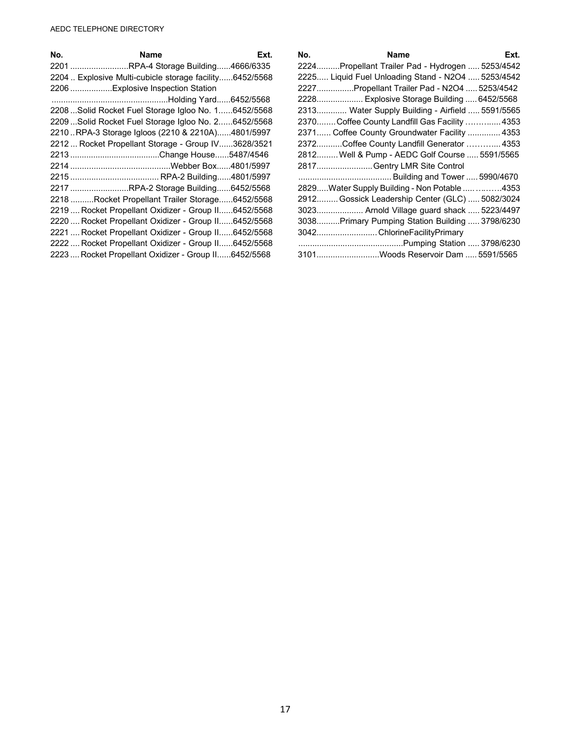| No. | Name | Ext. |
|---|---|---|
| 2201 | RPA-4 Storage Building | 4666/6335 |
| 2204 | Explosive Multi-cubicle storage facility | 6452/5568 |
| 2206 | Explosive Inspection Station Holding Yard | 6452/5568 |
| 2208 | Solid Rocket Fuel Storage Igloo No. 1 | 6452/5568 |
| 2209 | Solid Rocket Fuel Storage Igloo No. 2 | 6452/5568 |
| 2210 | RPA-3 Storage Igloos (2210 & 2210A) | 4801/5997 |
| 2212 | Rocket Propellant Storage - Group IV | 3628/3521 |
| 2213 | Change House | 5487/4546 |
| 2214 | Webber Box | 4801/5997 |
| 2215 | RPA-2 Building | 4801/5997 |
| 2217 | RPA-2 Storage Building | 6452/5568 |
| 2218 | Rocket Propellant Trailer Storage | 6452/5568 |
| 2219 | Rocket Propellant Oxidizer - Group II | 6452/5568 |
| 2220 | Rocket Propellant Oxidizer - Group II | 6452/5568 |
| 2221 | Rocket Propellant Oxidizer - Group II | 6452/5568 |
| 2222 | Rocket Propellant Oxidizer - Group II | 6452/5568 |
| 2223 | Rocket Propellant Oxidizer - Group II | 6452/5568 |
| 2224 | Propellant Trailer Pad - Hydrogen | 5253/4542 |
| 2225 | Liquid Fuel Unloading Stand - N2O4 | 5253/4542 |
| 2227 | Propellant Trailer Pad - N2O4 | 5253/4542 |
| 2228 | Explosive Storage Building | 6452/5568 |
| 2313 | Water Supply Building - Airfield | 5591/5565 |
| 2370 | Coffee County Landfill Gas Facility | 4353 |
| 2371 | Coffee County Groundwater Facility | 4353 |
| 2372 | Coffee County Landfill Generator | 4353 |
| 2812 | Well & Pump - AEDC Golf Course | 5591/5565 |
| 2817 | Gentry LMR Site Control Building and Tower | 5990/4670 |
| 2829 | Water Supply Building - Non Potable | 4353 |
| 2912 | Gossick Leadership Center (GLC) | 5082/3024 |
| 3023 | Arnold Village guard shack | 5223/4497 |
| 3038 | Primary Pumping Station Building | 3798/6230 |
| 3042 | ChlorineFacilityPrimary Pumping Station | 3798/6230 |
| 3101 | Woods Reservoir Dam | 5591/5565 |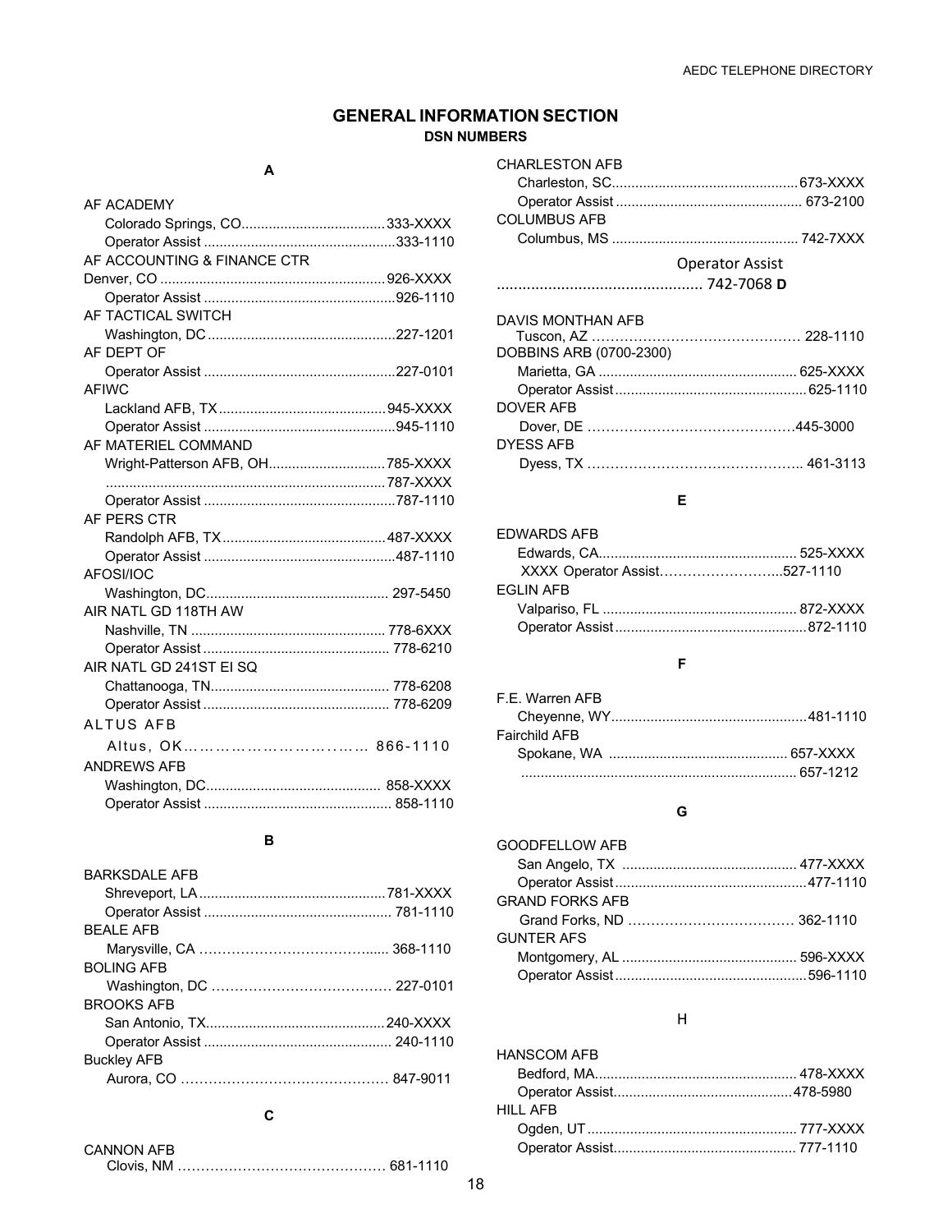# GENERAL INFORMATION SECTION

## DSN NUMBERS

### A

AF ACADEMY
- Colorado Springs, CO.....................................333-XXXX
- Operator Assist ..................................................333-1110

AF ACCOUNTING & FINANCE CTR
- Denver, CO ..........................................................926-XXXX
- Operator Assist ..................................................926-1110

AF TACTICAL SWITCH
- Washington, DC.................................................227-1201

AF DEPT OF
- Operator Assist ..................................................227-0101

AFIWC
- Lackland AFB, TX...........................................945-XXXX
- Operator Assist ..................................................945-1110

AF MATERIEL COMMAND
- Wright-Patterson AFB, OH..............................785-XXXX
- ........................................................................787-XXXX
- Operator Assist ..................................................787-1110

AF PERS CTR
- Randolph AFB, TX..........................................487-XXXX
- Operator Assist ..................................................487-1110

AFOSI/IOC
- Washington, DC............................................... 297-5450

AIR NATL GD 118TH AW
- Nashville, TN .................................................. 778-6XXX
- Operator Assist ................................................ 778-6210

AIR NATL GD 241ST EI SQ
- Chattanooga, TN.............................................. 778-6208
- Operator Assist ................................................ 778-6209

ALTUS AFB
- Altus, OK………………………..…… 866-1110

ANDREWS AFB
- Washington, DC............................................. 858-XXXX
- Operator Assist ................................................ 858-1110

### B

BARKSDALE AFB
- Shreveport, LA................................................781-XXXX
- Operator Assist ................................................ 781-1110

BEALE AFB
- Marysville, CA …………………………….…..... 368-1110

BOLING AFB
- Washington, DC ………………………………… 227-0101

BROOKS AFB
- San Antonio, TX..............................................240-XXXX
- Operator Assist ................................................ 240-1110

Buckley AFB
- Aurora, CO ……………………………………… 847-9011

### C

CANNON AFB
- Clovis, NM ……………………………………… 681-1110

CHARLESTON AFB
- Charleston, SC................................................673-XXXX
- Operator Assist ................................................ 673-2100

COLUMBUS AFB
- Columbus, MS ................................................ 742-7XXX
- Operator Assist ................................................ 742-7068

### D

DAVIS MONTHAN AFB
- Tuscon, AZ ……………………………………… 228-1110

DOBBINS ARB (0700-2300)
- Marietta, GA ................................................... 625-XXXX
- Operator Assist................................................625-1110

DOVER AFB
- Dover, DE ………………………………………445-3000

DYESS AFB
- Dyess, TX ………………………………………….. 461-3113

### E

EDWARDS AFB
- Edwards, CA................................................... 525-XXXX
- XXXX Operator Assist……………………...527-1110

EGLIN AFB
- Valpariso, FL ................................................. 872-XXXX
- Operator Assist.................................................872-1110

### F

F.E. Warren AFB
- Cheyenne, WY..................................................481-1110

Fairchild AFB
- Spokane, WA ............................................. 657-XXXX
- ...................................................................... 657-1212

### G

GOODFELLOW AFB
- San Angelo, TX ............................................. 477-XXXX
- Operator Assist.................................................477-1110

GRAND FORKS AFB
- Grand Forks, ND ……………………………… 362-1110

GUNTER AFS
- Montgomery, AL ............................................. 596-XXXX
- Operator Assist.................................................596-1110

### H

HANSCOM AFB
- Bedford, MA.................................................... 478-XXXX
- Operator Assist.............................................478-5980

HILL AFB
- Ogden, UT...................................................... 777-XXXX
- Operator Assist............................................... 777-1110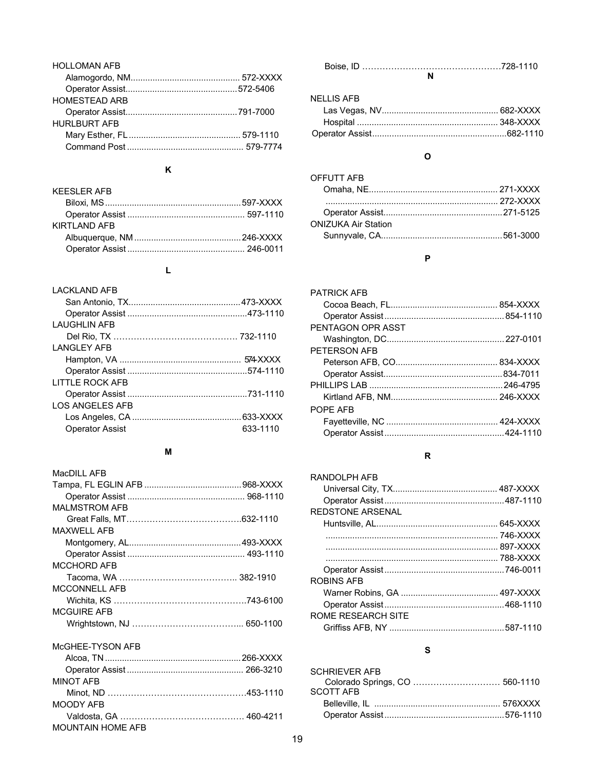HOLLOMAN AFB
  Alamogordo, NM............................................ 572-XXXX
  Operator Assist..............................................572-5406
HOMESTEAD ARB
  Operator Assist..............................................791-7000
HURLBURT AFB
  Mary Esther, FL............................................. 579-1110
  Command Post ............................................... 579-7774

**K**

KEESLER AFB
  Biloxi, MS.......................................................597-XXXX
  Operator Assist ............................................... 597-1110
KIRTLAND AFB
  Albuquerque, NM...........................................246-XXXX
  Operator Assist ............................................... 246-0011

**L**

LACKLAND AFB
  San Antonio, TX.............................................473-XXXX
  Operator Assist ................................................473-1110
LAUGHLIN AFB
  Del Rio, TX ……………………………………. 732-1110
LANGLEY AFB
  Hampton, VA ................................................. 574-XXXX
  Operator Assist ................................................574-1110
LITTLE ROCK AFB
  Operator Assist ................................................731-1110
LOS ANGELES AFB
  Los Angeles, CA ............................................633-XXXX
  Operator Assist 633-1110

**M**

MacDILL AFB
Tampa, FL EGLIN AFB .......................................968-XXXX
  Operator Assist ............................................... 968-1110
MALMSTROM AFB
  Great Falls, MT………………………………….632-1110
MAXWELL AFB
  Montgomery, AL.............................................493-XXXX
  Operator Assist ............................................... 493-1110
MCCHORD AFB
  Tacoma, WA ………………………………….. 382-1910
MCCONNELL AFB
  Wichita, KS ……………………………………….743-6100
MCGUIRE AFB
  Wrightstown, NJ ………………………………... 650-1100

McGHEE-TYSON AFB
  Alcoa, TN .......................................................266-XXXX
  Operator Assist ............................................... 266-3210
MINOT AFB
  Minot, ND ………………………………………….453-1110
MOODY AFB
  Valdosta, GA ……………………………………. 460-4211
MOUNTAIN HOME AFB
  Boise, ID ………………………………………….728-1110

**N**

NELLIS AFB
  Las Vegas, NV................................................ 682-XXXX
  Hospital .......................................................... 348-XXXX
Operator Assist.......................................................682-1110

**O**

OFFUTT AFB
  Omaha, NE..................................................... 271-XXXX
  ...................................................................... 272-XXXX
  Operator Assist.................................................271-5125
ONIZUKA Air Station
  Sunnyvale, CA.................................................561-3000

**P**

PATRICK AFB
  Cocoa Beach, FL............................................ 854-XXXX
  Operator Assist................................................854-1110
PENTAGON OPR ASST
  Washington, DC................................................227-0101
PETERSON AFB
  Peterson AFB, CO.......................................... 834-XXXX
  Operator Assist.................................................834-7011
PHILLIPS LAB ......................................................246-4795
  Kirtland AFB, NM............................................ 246-XXXX
POPE AFB
  Fayetteville, NC .............................................. 424-XXXX
  Operator Assist.................................................424-1110

**R**

RANDOLPH AFB
  Universal City, TX........................................... 487-XXXX
  Operator Assist.................................................487-1110
REDSTONE ARSENAL
  Huntsville, AL.................................................. 645-XXXX
  ...................................................................... 746-XXXX
  ...................................................................... 897-XXXX
  ...................................................................... 788-XXXX
  Operator Assist.................................................746-0011
ROBINS AFB
  Warner Robins, GA ........................................ 497-XXXX
  Operator Assist.................................................468-1110
ROME RESEARCH SITE
  Griffiss AFB, NY ...............................................587-1110

**S**

SCHRIEVER AFB
  Colorado Springs, CO ………………………… 560-1110
SCOTT AFB
  Belleville, IL .................................................... 576XXXX
  Operator Assist.................................................576-1110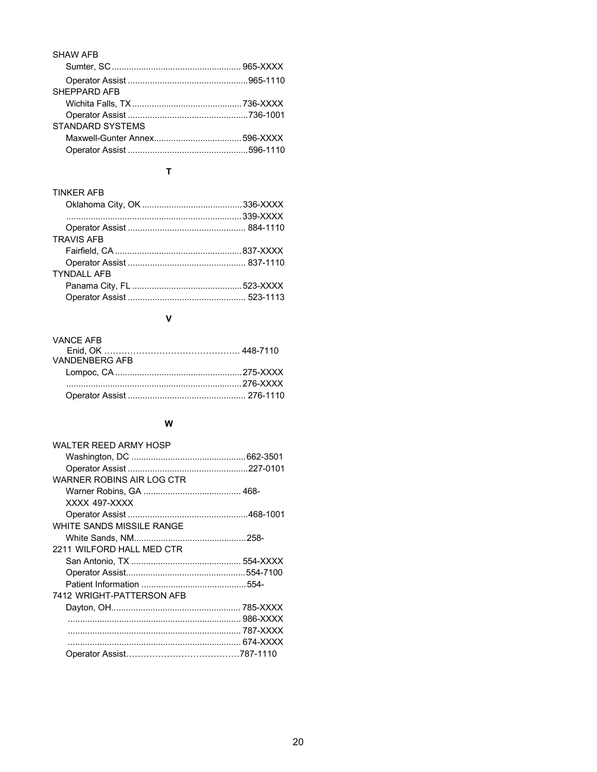SHAW AFB
- Sumter, SC .................................................... 965-XXXX
- Operator Assist ................................................965-1110

SHEPPARD AFB
- Wichita Falls, TX ............................................736-XXXX
- Operator Assist ................................................736-1001

STANDARD SYSTEMS
- Maxwell-Gunter Annex...................................596-XXXX
- Operator Assist ................................................596-1110

## T

TINKER AFB
- Oklahoma City, OK ........................................336-XXXX
- .......................................................................339-XXXX
- Operator Assist ............................................... 884-1110

TRAVIS AFB
- Fairfield, CA ...................................................837-XXXX
- Operator Assist ............................................... 837-1110

TYNDALL AFB
- Panama City, FL ............................................523-XXXX
- Operator Assist ............................................... 523-1113

## V

VANCE AFB
- Enid, OK ………………………………………….. 448-7110

VANDENBERG AFB
- Lompoc, CA ...................................................275-XXXX
- .......................................................................276-XXXX
- Operator Assist ............................................... 276-1110

## W

WALTER REED ARMY HOSP
- Washington, DC ..............................................662-3501
- Operator Assist ................................................227-0101

WARNER ROBINS AIR LOG CTR
- Warner Robins, GA ....................................... 468-XXXX 497-XXXX
- Operator Assist ................................................468-1001

WHITE SANDS MISSILE RANGE
- White Sands, NM.............................................258-

2211 WILFORD HALL MED CTR
- San Antonio, TX ............................................ 554-XXXX
- Operator Assist................................................554-7100
- Patient Information ..........................................554-

7412 WRIGHT-PATTERSON AFB
- Dayton, OH.................................................... 785-XXXX
- ..................................................................... 986-XXXX
- ..................................................................... 787-XXXX
- ..................................................................... 674-XXXX
- Operator Assist…………………………………787-1110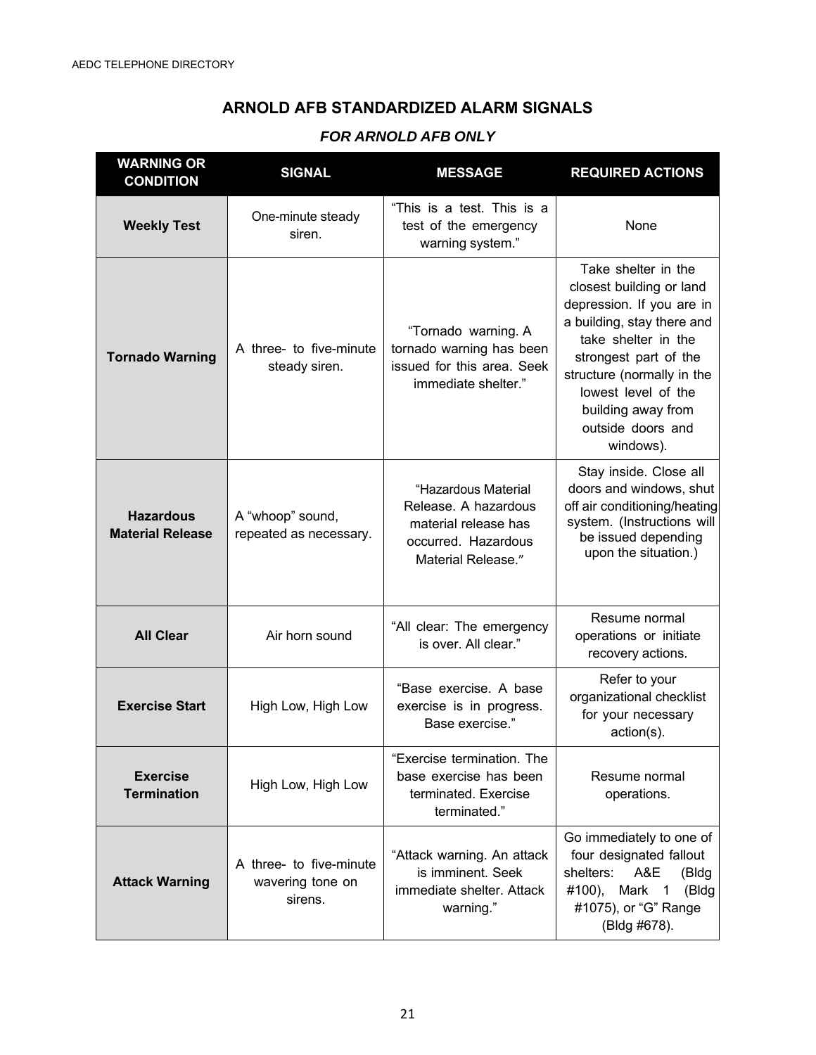## ARNOLD AFB STANDARDIZED ALARM SIGNALS

***FOR ARNOLD AFB ONLY***

| WARNING OR CONDITION | SIGNAL | MESSAGE | REQUIRED ACTIONS |
|---|---|---|---|
| **Weekly Test** | One-minute steady siren. | "This is a test. This is a test of the emergency warning system." | None |
| **Tornado Warning** | A three- to five-minute steady siren. | "Tornado warning. A tornado warning has been issued for this area. Seek immediate shelter." | Take shelter in the closest building or land depression. If you are in a building, stay there and take shelter in the strongest part of the structure (normally in the lowest level of the building away from outside doors and windows). |
| **Hazardous Material Release** | A "whoop" sound, repeated as necessary. | "Hazardous Material Release. A hazardous material release has occurred. Hazardous Material Release." | Stay inside. Close all doors and windows, shut off air conditioning/heating system. (Instructions will be issued depending upon the situation.) |
| **All Clear** | Air horn sound | "All clear: The emergency is over. All clear." | Resume normal operations or initiate recovery actions. |
| **Exercise Start** | High Low, High Low | "Base exercise. A base exercise is in progress. Base exercise." | Refer to your organizational checklist for your necessary action(s). |
| **Exercise Termination** | High Low, High Low | "Exercise termination. The base exercise has been terminated. Exercise terminated." | Resume normal operations. |
| **Attack Warning** | A three- to five-minute wavering tone on sirens. | "Attack warning. An attack is imminent. Seek immediate shelter. Attack warning." | Go immediately to one of four designated fallout shelters: A&E (Bldg #100), Mark 1 (Bldg #1075), or "G" Range (Bldg #678). |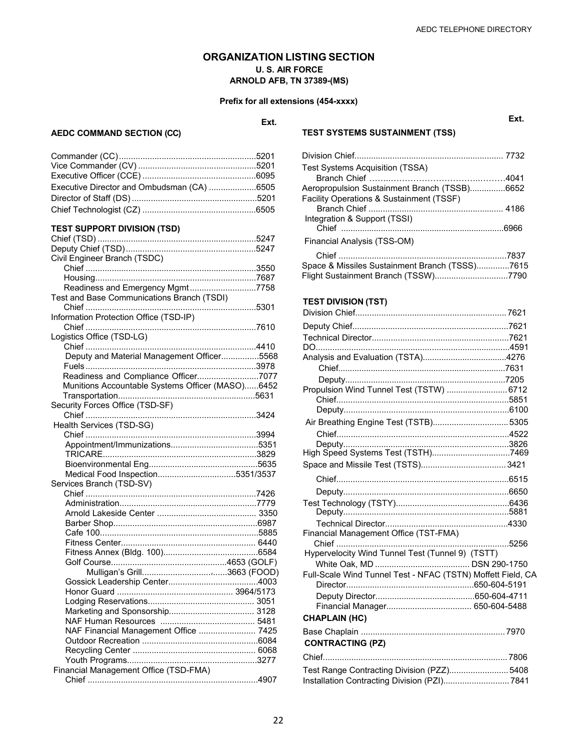# ORGANIZATION LISTING SECTION

**U. S. AIR FORCE**
**ARNOLD AFB, TN 37389-(MS)**

**Prefix for all extensions (454-xxxx)**

## AEDC COMMAND SECTION (CC)

| | Ext. |
|---|---|
| Commander (CC) | 5201 |
| Vice Commander (CV) | 5201 |
| Executive Officer (CCE) | 6095 |
| Executive Director and Ombudsman (CA) | 6505 |
| Director of Staff (DS) | 5201 |
| Chief Technologist (CZ) | 6505 |

## TEST SUPPORT DIVISION (TSD)

| | Ext. |
|---|---|
| Chief (TSD) | 5247 |
| Deputy Chief (TSD) | 5247 |
| Civil Engineer Branch (TSDC) | |
| Chief | 3550 |
| Housing | 7687 |
| Readiness and Emergency Mgmt | 7758 |
| Test and Base Communications Branch (TSDI) | |
| Chief | 5301 |
| Information Protection Office (TSD-IP) | |
| Chief | 7610 |
| Logistics Office (TSD-LG) | |
| Chief | 4410 |
| Deputy and Material Management Officer | 5568 |
| Fuels | 3978 |
| Readiness and Compliance Officer | 7077 |
| Munitions Accountable Systems Officer (MASO) | 6452 |
| Transportation | 5631 |
| Security Forces Office (TSD-SF) | |
| Chief | 3424 |
| Health Services (TSD-SG) | |
| Chief | 3994 |
| Appointment/Immunizations | 5351 |
| TRICARE | 3829 |
| Bioenvironmental Eng | 5635 |
| Medical Food Inspection | 5351/3537 |
| Services Branch (TSD-SV) | |
| Chief | 7426 |
| Administration | 7779 |
| Arnold Lakeside Center | 3350 |
| Barber Shop | 6987 |
| Cafe 100 | 5885 |
| Fitness Center | 6440 |
| Fitness Annex (Bldg. 100) | 6584 |
| Golf Course | 4653 (GOLF) |
| Mulligan's Grill | 3663 (FOOD) |
| Gossick Leadership Center | 4003 |
| Honor Guard | 3964/5173 |
| Lodging Reservations | 3051 |
| Marketing and Sponsorship | 3128 |
| NAF Human Resources | 5481 |
| NAF Financial Management Office | 7425 |
| Outdoor Recreation | 6084 |
| Recycling Center | 6068 |
| Youth Programs | 3277 |
| Financial Management Office (TSD-FMA) | |
| Chief | 4907 |

## TEST SYSTEMS SUSTAINMENT (TSS)

| | Ext. |
|---|---|
| Division Chief | 7732 |
| Test Systems Acquisition (TSSA) | |
| Branch Chief | 4041 |
| Aeropropulsion Sustainment Branch (TSSB) | 6652 |
| Facility Operations & Sustainment (TSSF) | |
| Branch Chief | 4186 |
| Integration & Support (TSSI) | |
| Chief | 6966 |
| Financial Analysis (TSS-OM) | |
| Chief | 7837 |
| Space & Missiles Sustainment Branch (TSSS) | 7615 |
| Flight Sustainment Branch (TSSW) | 7790 |

## TEST DIVISION (TST)

| | Ext. |
|---|---|
| Division Chief | 7621 |
| Deputy Chief | 7621 |
| Technical Director | 7621 |
| DO | 4591 |
| Analysis and Evaluation (TSTA) | 4276 |
| Chief | 7631 |
| Deputy | 7205 |
| Propulsion Wind Tunnel Test (TSTW) | 6712 |
| Chief | 5851 |
| Deputy | 6100 |
| Air Breathing Engine Test (TSTB) | 5305 |
| Chief | 4522 |
| Deputy | 3826 |
| High Speed Systems Test (TSTH) | 7469 |
| Space and Missile Test (TSTS) | 3421 |
| Chief | 6515 |
| Deputy | 6650 |
| Test Technology (TSTY) | 6436 |
| Deputy | 5881 |
| Technical Director | 4330 |
| Financial Management Office (TST-FMA) | |
| Chief | 5256 |
| Hypervelocity Wind Tunnel Test (Tunnel 9) (TSTT) | |
| White Oak, MD | DSN 290-1750 |
| Full-Scale Wind Tunnel Test - NFAC (TSTN) Moffett Field, CA | |
| Director | 650-604-5191 |
| Deputy Director | 650-604-4711 |
| Financial Manager | 650-604-5488 |

## CHAPLAIN (HC)

| | Ext. |
|---|---|
| Base Chaplain | 7970 |

## CONTRACTING (PZ)

| | Ext. |
|---|---|
| Chief | 7806 |
| Test Range Contracting Division (PZZ) | 5408 |
| Installation Contracting Division (PZI) | 7841 |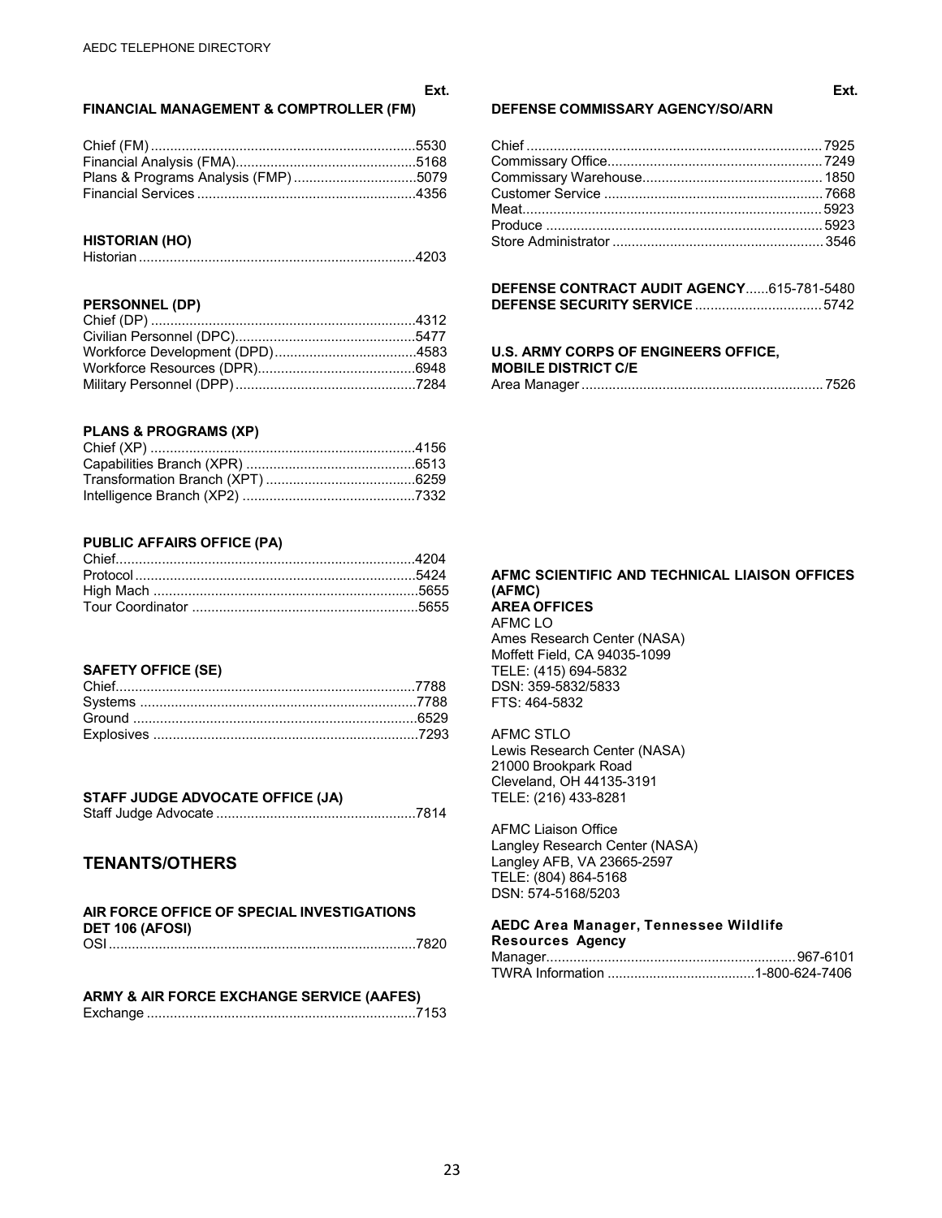## FINANCIAL MANAGEMENT & COMPTROLLER (FM)

| | Ext. |
|---|---|
| Chief (FM) | 5530 |
| Financial Analysis (FMA) | 5168 |
| Plans & Programs Analysis (FMP) | 5079 |
| Financial Services | 4356 |

## HISTORIAN (HO)

| | Ext. |
|---|---|
| Historian | 4203 |

## PERSONNEL (DP)

| | Ext. |
|---|---|
| Chief (DP) | 4312 |
| Civilian Personnel (DPC) | 5477 |
| Workforce Development (DPD) | 4583 |
| Workforce Resources (DPR) | 6948 |
| Military Personnel (DPP) | 7284 |

## PLANS & PROGRAMS (XP)

| | Ext. |
|---|---|
| Chief (XP) | 4156 |
| Capabilities Branch (XPR) | 6513 |
| Transformation Branch (XPT) | 6259 |
| Intelligence Branch (XP2) | 7332 |

## PUBLIC AFFAIRS OFFICE (PA)

| | Ext. |
|---|---|
| Chief | 4204 |
| Protocol | 5424 |
| High Mach | 5655 |
| Tour Coordinator | 5655 |

## SAFETY OFFICE (SE)

| | Ext. |
|---|---|
| Chief | 7788 |
| Systems | 7788 |
| Ground | 6529 |
| Explosives | 7293 |

## STAFF JUDGE ADVOCATE OFFICE (JA)

| | Ext. |
|---|---|
| Staff Judge Advocate | 7814 |

# TENANTS/OTHERS

## AIR FORCE OFFICE OF SPECIAL INVESTIGATIONS DET 106 (AFOSI)

| | Ext. |
|---|---|
| OSI | 7820 |

## ARMY & AIR FORCE EXCHANGE SERVICE (AAFES)

| | Ext. |
|---|---|
| Exchange | 7153 |

## DEFENSE COMMISSARY AGENCY/SO/ARN

| | Ext. |
|---|---|
| Chief | 7925 |
| Commissary Office | 7249 |
| Commissary Warehouse | 1850 |
| Customer Service | 7668 |
| Meat | 5923 |
| Produce | 5923 |
| Store Administrator | 3546 |

| | Ext. |
|---|---|
| **DEFENSE CONTRACT AUDIT AGENCY** | 615-781-5480 |
| **DEFENSE SECURITY SERVICE** | 5742 |

## U.S. ARMY CORPS OF ENGINEERS OFFICE, MOBILE DISTRICT C/E

| | Ext. |
|---|---|
| Area Manager | 7526 |

## AFMC SCIENTIFIC AND TECHNICAL LIAISON OFFICES (AFMC)

**AREA OFFICES**

AFMC LO
Ames Research Center (NASA)
Moffett Field, CA 94035-1099
TELE: (415) 694-5832
DSN: 359-5832/5833
FTS: 464-5832

AFMC STLO
Lewis Research Center (NASA)
21000 Brookpark Road
Cleveland, OH 44135-3191
TELE: (216) 433-8281

AFMC Liaison Office
Langley Research Center (NASA)
Langley AFB, VA 23665-2597
TELE: (804) 864-5168
DSN: 574-5168/5203

## AEDC Area Manager, Tennessee Wildlife Resources Agency

| | |
|---|---|
| Manager | 967-6101 |
| TWRA Information | 1-800-624-7406 |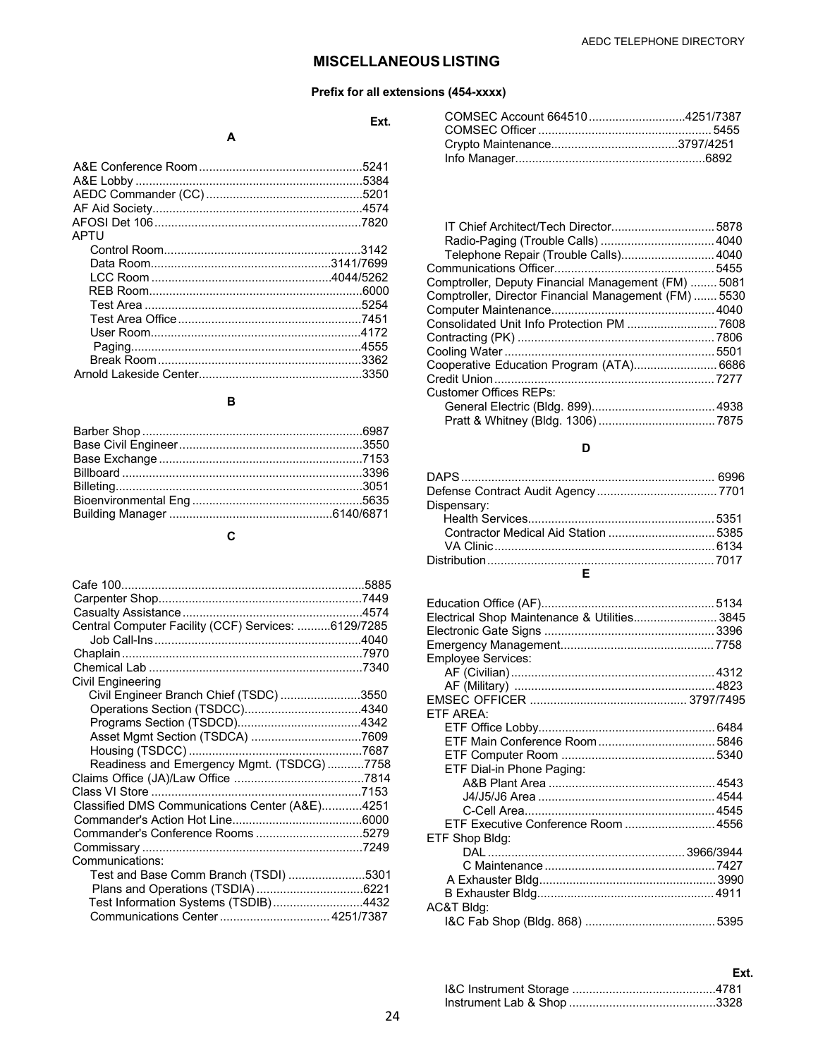# MISCELLANEOUS LISTING

**Prefix for all extensions (454-xxxx)**

| | Ext. |
|---|---|
| **A** | |
| A&E Conference Room | 5241 |
| A&E Lobby | 5384 |
| AEDC Commander (CC) | 5201 |
| AF Aid Society | 4574 |
| AFOSI Det 106 | 7820 |
| APTU | |
| Control Room | 3142 |
| Data Room | 3141/7699 |
| LCC Room | 4044/5262 |
| REB Room | 6000 |
| Test Area | 5254 |
| Test Area Office | 7451 |
| User Room | 4172 |
| Paging | 4555 |
| Break Room | 3362 |
| Arnold Lakeside Center | 3350 |
| **B** | |
| Barber Shop | 6987 |
| Base Civil Engineer | 3550 |
| Base Exchange | 7153 |
| Billboard | 3396 |
| Billeting | 3051 |
| Bioenvironmental Eng | 5635 |
| Building Manager | 6140/6871 |
| **C** | |
| Cafe 100 | 5885 |
| Carpenter Shop | 7449 |
| Casualty Assistance | 4574 |
| Central Computer Facility (CCF) Services: | 6129/7285 |
| Job Call-Ins | 4040 |
| Chaplain | 7970 |
| Chemical Lab | 7340 |
| Civil Engineering | |
| Civil Engineer Branch Chief (TSDC) | 3550 |
| Operations Section (TSDCC) | 4340 |
| Programs Section (TSDCD) | 4342 |
| Asset Mgmt Section (TSDCA) | 7609 |
| Housing (TSDCC) | 7687 |
| Readiness and Emergency Mgmt. (TSDCG) | 7758 |
| Claims Office (JA)/Law Office | 7814 |
| Class VI Store | 7153 |
| Classified DMS Communications Center (A&E) | 4251 |
| Commander's Action Hot Line | 6000 |
| Commander's Conference Rooms | 5279 |
| Commissary | 7249 |
| Communications: | |
| Test and Base Comm Branch (TSDI) | 5301 |
| Plans and Operations (TSDIA) | 6221 |
| Test Information Systems (TSDIB) | 4432 |
| Communications Center | 4251/7387 |
| COMSEC Account 664510 | 4251/7387 |
| COMSEC Officer | 5455 |
| Crypto Maintenance | 3797/4251 |
| Info Manager | 6892 |
| IT Chief Architect/Tech Director | 5878 |
| Radio-Paging (Trouble Calls) | 4040 |
| Telephone Repair (Trouble Calls) | 4040 |
| Communications Officer | 5455 |
| Comptroller, Deputy Financial Management (FM) | 5081 |
| Comptroller, Director Financial Management (FM) | 5530 |
| Computer Maintenance | 4040 |
| Consolidated Unit Info Protection PM | 7608 |
| Contracting (PK) | 7806 |
| Cooling Water | 5501 |
| Cooperative Education Program (ATA) | 6686 |
| Credit Union | 7277 |
| Customer Offices REPs: | |
| General Electric (Bldg. 899) | 4938 |
| Pratt & Whitney (Bldg. 1306) | 7875 |
| **D** | |
| DAPS | 6996 |
| Defense Contract Audit Agency | 7701 |
| Dispensary: | |
| Health Services | 5351 |
| Contractor Medical Aid Station | 5385 |
| VA Clinic | 6134 |
| Distribution | 7017 |
| **E** | |
| Education Office (AF) | 5134 |
| Electrical Shop Maintenance & Utilities | 3845 |
| Electronic Gate Signs | 3396 |
| Emergency Management | 7758 |
| Employee Services: | |
| AF (Civilian) | 4312 |
| AF (Military) | 4823 |
| EMSEC OFFICER | 3797/7495 |
| ETF AREA: | |
| ETF Office Lobby | 6484 |
| ETF Main Conference Room | 5846 |
| ETF Computer Room | 5340 |
| ETF Dial-in Phone Paging: | |
| A&B Plant Area | 4543 |
| J4/J5/J6 Area | 4544 |
| C-Cell Area | 4545 |
| ETF Executive Conference Room | 4556 |
| ETF Shop Bldg: | |
| DAL | 3966/3944 |
| C Maintenance | 7427 |
| A Exhauster Bldg | 3990 |
| B Exhauster Bldg | 4911 |
| AC&T Bldg: | |
| I&C Fab Shop (Bldg. 868) | 5395 |
| I&C Instrument Storage | 4781 |
| Instrument Lab & Shop | 3328 |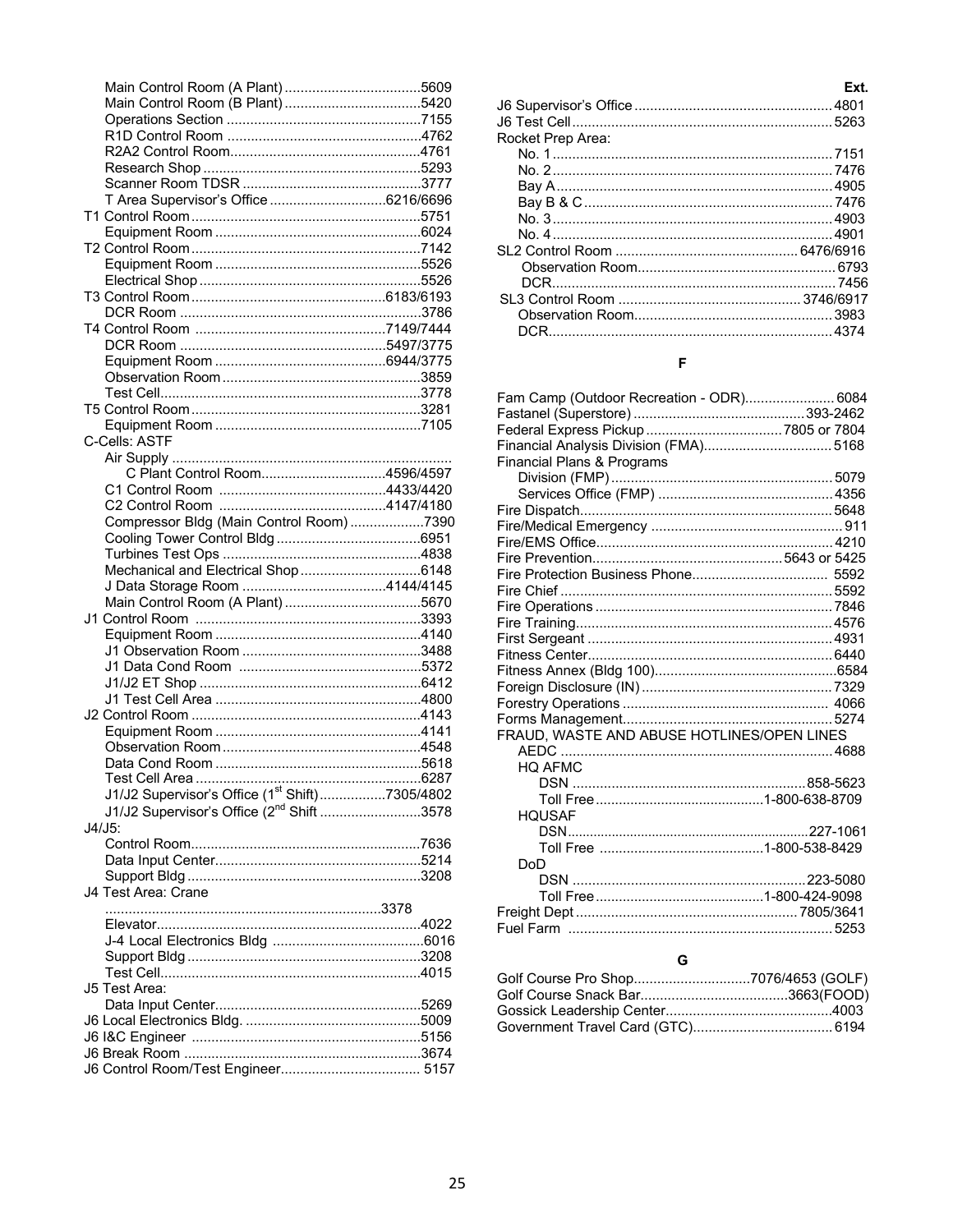| | Ext. |
|---|---|
| Main Control Room (A Plant) | 5609 |
| Main Control Room (B Plant) | 5420 |
| Operations Section | 7155 |
| R1D Control Room | 4762 |
| R2A2 Control Room | 4761 |
| Research Shop | 5293 |
| Scanner Room TDSR | 3777 |
| T Area Supervisor's Office | 6216/6696 |
| T1 Control Room | 5751 |
| Equipment Room | 6024 |
| T2 Control Room | 7142 |
| Equipment Room | 5526 |
| Electrical Shop | 5526 |
| T3 Control Room | 6183/6193 |
| DCR Room | 3786 |
| T4 Control Room | 7149/7444 |
| DCR Room | 5497/3775 |
| Equipment Room | 6944/3775 |
| Observation Room | 3859 |
| Test Cell | 3778 |
| T5 Control Room | 3281 |
| Equipment Room | 7105 |
| C-Cells: ASTF | |
| Air Supply | |
| C Plant Control Room | 4596/4597 |
| C1 Control Room | 4433/4420 |
| C2 Control Room | 4147/4180 |
| Compressor Bldg (Main Control Room) | 7390 |
| Cooling Tower Control Bldg | 6951 |
| Turbines Test Ops | 4838 |
| Mechanical and Electrical Shop | 6148 |
| J Data Storage Room | 4144/4145 |
| Main Control Room (A Plant) | 5670 |
| J1 Control Room | 3393 |
| Equipment Room | 4140 |
| J1 Observation Room | 3488 |
| J1 Data Cond Room | 5372 |
| J1/J2 ET Shop | 6412 |
| J1 Test Cell Area | 4800 |
| J2 Control Room | 4143 |
| Equipment Room | 4141 |
| Observation Room | 4548 |
| Data Cond Room | 5618 |
| Test Cell Area | 6287 |
| J1/J2 Supervisor's Office (1st Shift) | 7305/4802 |
| J1/J2 Supervisor's Office (2nd Shift | 3578 |
| J4/J5: | |
| Control Room | 7636 |
| Data Input Center | 5214 |
| Support Bldg | 3208 |
| J4 Test Area: Crane | 3378 |
| Elevator | 4022 |
| J-4 Local Electronics Bldg | 6016 |
| Support Bldg | 3208 |
| Test Cell | 4015 |
| J5 Test Area: | |
| Data Input Center | 5269 |
| J6 Local Electronics Bldg. | 5009 |
| J6 I&C Engineer | 5156 |
| J6 Break Room | 3674 |
| J6 Control Room/Test Engineer | 5157 |
| J6 Supervisor's Office | 4801 |
| J6 Test Cell | 5263 |
| Rocket Prep Area: | |
| No. 1 | 7151 |
| No. 2 | 7476 |
| Bay A | 4905 |
| Bay B & C | 7476 |
| No. 3 | 4903 |
| No. 4 | 4901 |
| SL2 Control Room | 6476/6916 |
| Observation Room | 6793 |
| DCR | 7456 |
| SL3 Control Room | 3746/6917 |
| Observation Room | 3983 |
| DCR | 4374 |

## F

| | |
|---|---|
| Fam Camp (Outdoor Recreation - ODR) | 6084 |
| Fastanel (Superstore) | 393-2462 |
| Federal Express Pickup | 7805 or 7804 |
| Financial Analysis Division (FMA) | 5168 |
| Financial Plans & Programs | |
| Division (FMP) | 5079 |
| Services Office (FMP) | 4356 |
| Fire Dispatch | 5648 |
| Fire/Medical Emergency | 911 |
| Fire/EMS Office | 4210 |
| Fire Prevention | 5643 or 5425 |
| Fire Protection Business Phone | 5592 |
| Fire Chief | 5592 |
| Fire Operations | 7846 |
| Fire Training | 4576 |
| First Sergeant | 4931 |
| Fitness Center | 6440 |
| Fitness Annex (Bldg 100) | 6584 |
| Foreign Disclosure (IN) | 7329 |
| Forestry Operations | 4066 |
| Forms Management | 5274 |
| FRAUD, WASTE AND ABUSE HOTLINES/OPEN LINES | |
| AEDC | 4688 |
| HQ AFMC | |
| DSN | 858-5623 |
| Toll Free | 1-800-638-8709 |
| HQUSAF | |
| DSN | 227-1061 |
| Toll Free | 1-800-538-8429 |
| DoD | |
| DSN | 223-5080 |
| Toll Free | 1-800-424-9098 |
| Freight Dept | 7805/3641 |
| Fuel Farm | 5253 |

## G

| | |
|---|---|
| Golf Course Pro Shop | 7076/4653 (GOLF) |
| Golf Course Snack Bar | 3663(FOOD) |
| Gossick Leadership Center | 4003 |
| Government Travel Card (GTC) | 6194 |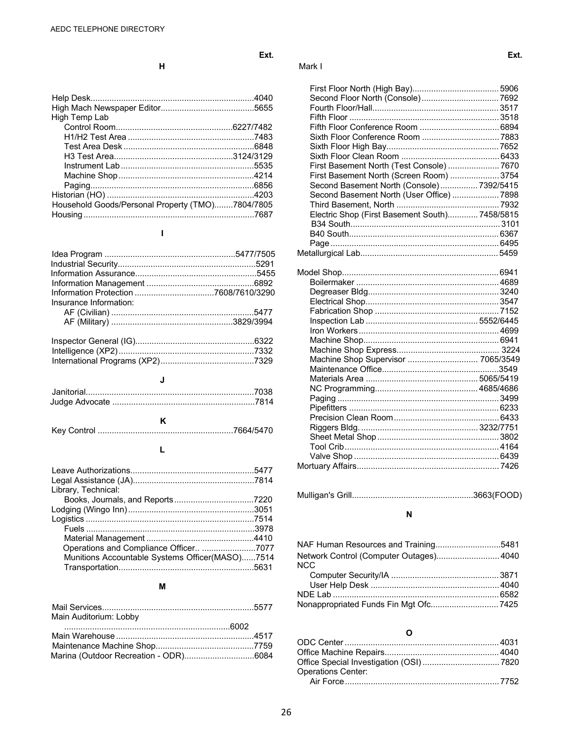## H

| | Ext. |
|---|---|
| Help Desk | 4040 |
| High Mach Newspaper Editor | 5655 |
| High Temp Lab | |
| Control Room | 6227/7482 |
| H1/H2 Test Area | 7483 |
| Test Area Desk | 6848 |
| H3 Test Area | 3124/3129 |
| Instrument Lab | 5535 |
| Machine Shop | 4214 |
| Paging | 6856 |
| Historian (HO) | 4203 |
| Household Goods/Personal Property (TMO) | 7804/7805 |
| Housing | 7687 |

## I

| | Ext. |
|---|---|
| Idea Program | 5477/7505 |
| Industrial Security | 5291 |
| Information Assurance | 5455 |
| Information Management | 6892 |
| Information Protection | 7608/7610/3290 |
| Insurance Information: | |
| AF (Civilian) | 5477 |
| AF (Military) | 3829/3994 |
| Inspector General (IG) | 6322 |
| Intelligence (XP2) | 7332 |
| International Programs (XP2) | 7329 |

## J

| | Ext. |
|---|---|
| Janitorial | 7038 |
| Judge Advocate | 7814 |

## K

| | Ext. |
|---|---|
| Key Control | 7664/5470 |

## L

| | Ext. |
|---|---|
| Leave Authorizations | 5477 |
| Legal Assistance (JA) | 7814 |
| Library, Technical: | |
| Books, Journals, and Reports | 7220 |
| Lodging (Wingo Inn) | 3051 |
| Logistics | 7514 |
| Fuels | 3978 |
| Material Management | 4410 |
| Operations and Compliance Officer. | 7077 |
| Munitions Accountable Systems Officer(MASO) | 7514 |
| Transportation | 5631 |

## M

| | Ext. |
|---|---|
| Mail Services | 5577 |
| Main Auditorium: Lobby | 6002 |
| Main Warehouse | 4517 |
| Maintenance Machine Shop | 7759 |
| Marina (Outdoor Recreation - ODR) | 6084 |
| Mark I | |
| First Floor North (High Bay) | 5906 |
| Second Floor North (Console) | 7692 |
| Fourth Floor/Hall | 3517 |
| Fifth Floor | 3518 |
| Fifth Floor Conference Room | 6894 |
| Sixth Floor Conference Room | 7883 |
| Sixth Floor High Bay | 7652 |
| Sixth Floor Clean Room | 6433 |
| First Basement North (Test Console) | 7670 |
| First Basement North (Screen Room) | 3754 |
| Second Basement North (Console) | 7392/5415 |
| Second Basement North (User Office) | 7898 |
| Third Basement, North | 7932 |
| Electric Shop (First Basement South) | 7458/5815 |
| B34 South | 3101 |
| B40 South | 6367 |
| Page | 6495 |
| Metallurgical Lab | 5459 |
| Model Shop | 6941 |
| Boilermaker | 4689 |
| Degreaser Bldg | 3240 |
| Electrical Shop | 3547 |
| Fabrication Shop | 7152 |
| Inspection Lab | 5552/6445 |
| Iron Workers | 4699 |
| Machine Shop | 6941 |
| Machine Shop Express | 3224 |
| Machine Shop Supervisor | 7065/3549 |
| Maintenance Office | 3549 |
| Materials Area | 5065/5419 |
| NC Programming | 4685/4686 |
| Paging | 3499 |
| Pipefitters | 6233 |
| Precision Clean Room | 6433 |
| Riggers Bldg. | 3232/7751 |
| Sheet Metal Shop | 3802 |
| Tool Crib | 4164 |
| Valve Shop | 6439 |
| Mortuary Affairs | 7426 |
| Mulligan's Grill | 3663(FOOD) |

## N

| | Ext. |
|---|---|
| NAF Human Resources and Training | 5481 |
| Network Control (Computer Outages) | 4040 |
| NCC | |
| Computer Security/IA | 3871 |
| User Help Desk | 4040 |
| NDE Lab | 6582 |
| Nonappropriated Funds Fin Mgt Ofc. | 7425 |

## O

| | Ext. |
|---|---|
| ODC Center | 4031 |
| Office Machine Repairs | 4040 |
| Office Special Investigation (OSI) | 7820 |
| Operations Center: | |
| Air Force | 7752 |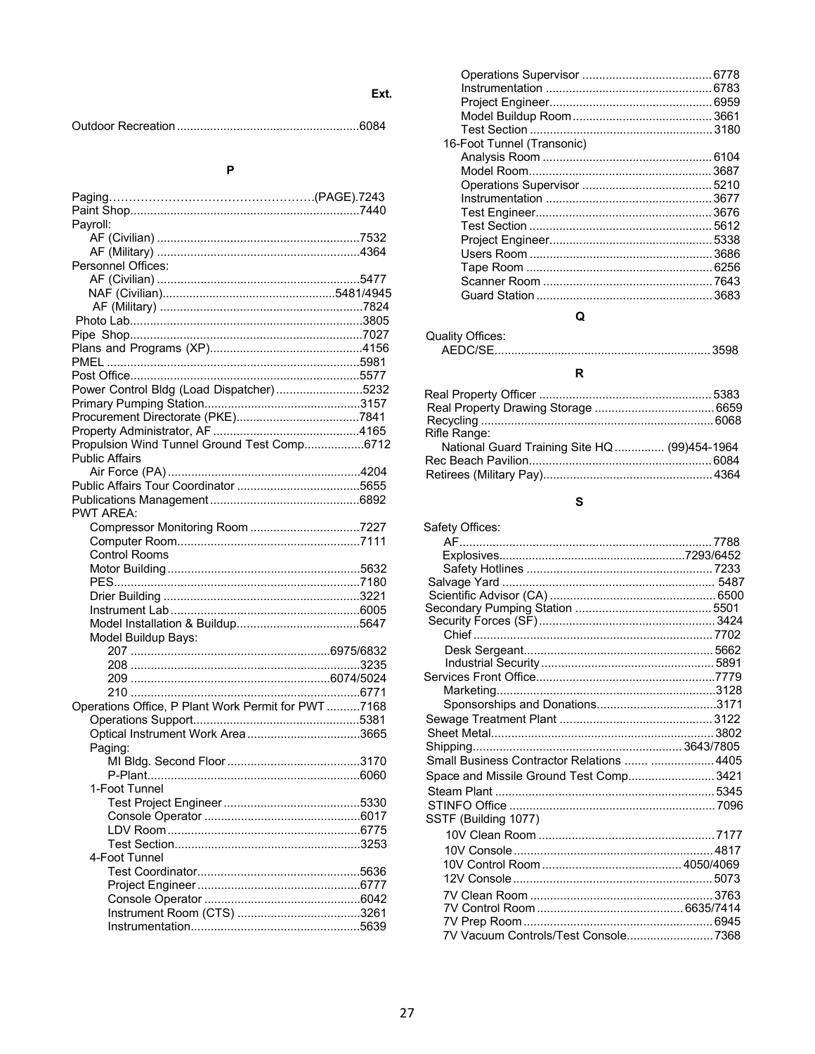Ext.

Outdoor Recreation ...................................................... 6084

## P

Paging……………………………………………….(PAGE).7243
Paint Shop .................................................................... 7440
Payroll:
- AF (Civilian) ............................................................ 7532
- AF (Military) ............................................................ 4364

Personnel Offices:
- AF (Civilian) ............................................................ 5477
- NAF (Civilian) .................................................. 5481/4945
- AF (Military) ............................................................ 7824

Photo Lab ...................................................................... 3805
Pipe Shop ...................................................................... 7027
Plans and Programs (XP) ............................................. 4156
PMEL ........................................................................... 5981
Post Office .................................................................... 5577
Power Control Bldg (Load Dispatcher) .......................... 5232
Primary Pumping Station .............................................. 3157
Procurement Directorate (PKE) .................................... 7841
Property Administrator, AF ........................................... 4165
Propulsion Wind Tunnel Ground Test Comp ................. 6712
Public Affairs
- Air Force (PA) ......................................................... 4204

Public Affairs Tour Coordinator .................................... 5655
Publications Management ............................................ 6892
PWT AREA:
- Compressor Monitoring Room ................................ 7227
- Computer Room ...................................................... 7111
- Control Rooms
- Motor Building ......................................................... 5632
- PES ......................................................................... 7180
- Drier Building .......................................................... 3221
- Instrument Lab ........................................................ 6005
- Model Installation & Buildup .................................... 5647
- Model Buildup Bays:
  - 207 ........................................................... 6975/6832
  - 208 .................................................................... 3235
  - 209 ........................................................... 6074/5024
  - 210 .................................................................... 6771

Operations Office, P Plant Work Permit for PWT .......... 7168
- Operations Support ................................................. 5381
- Optical Instrument Work Area ................................. 3665
- Paging:
  - MI Bldg. Second Floor ........................................ 3170
  - P-Plant ............................................................... 6060
- 1-Foot Tunnel
  - Test Project Engineer ......................................... 5330
  - Console Operator ............................................... 6017
  - LDV Room .......................................................... 6775
  - Test Section ....................................................... 3253
- 4-Foot Tunnel
  - Test Coordinator ................................................ 5636
  - Project Engineer ................................................. 6777
  - Console Operator ............................................... 6042
  - Instrument Room (CTS) ..................................... 3261
  - Instrumentation .................................................. 5639
  - Operations Supervisor ....................................... 6778
  - Instrumentation .................................................. 6783
  - Project Engineer ................................................. 6959
  - Model Buildup Room .......................................... 3661
  - Test Section ....................................................... 3180
- 16-Foot Tunnel (Transonic)
  - Analysis Room ................................................... 6104
  - Model Room ....................................................... 3687
  - Operations Supervisor ....................................... 5210
  - Instrumentation .................................................. 3677
  - Test Engineer ..................................................... 3676
  - Test Section ....................................................... 5612
  - Project Engineer ................................................. 5338
  - Users Room ....................................................... 3686
  - Tape Room ........................................................ 6256
  - Scanner Room ................................................... 7643
  - Guard Station ..................................................... 3683

## Q

Quality Offices:
- AEDC/SE ................................................................. 3598

## R

Real Property Officer ................................................... 5383
Real Property Drawing Storage ................................... 6659
Recycling ..................................................................... 6068
Rifle Range:
- National Guard Training Site HQ ............... (99)454-1964

Rec Beach Pavilion ...................................................... 6084
Retirees (Military Pay) .................................................. 4364

## S

Safety Offices:
- AF ............................................................................ 7788
- Explosives ................................................... 7293/6452
- Safety Hotlines ........................................................ 7233

Salvage Yard ............................................................... 5487
Scientific Advisor (CA) ................................................. 6500
Secondary Pumping Station ......................................... 5501
Security Forces (SF) .................................................... 3424
- Chief ........................................................................ 7702
- Desk Sergeant ......................................................... 5662
- Industrial Security .................................................... 5891

Services Front Office .................................................... 7779
- Marketing ................................................................. 3128
- Sponsorships and Donations ................................... 3171

Sewage Treatment Plant .............................................. 3122
Sheet Metal .................................................................. 3802
Shipping ............................................................ 3643/7805
Small Business Contractor Relations ....... .................. 4405
Space and Missile Ground Test Comp ......................... 3421
Steam Plant ................................................................. 5345
STINFO Office .............................................................. 7096
SSTF (Building 1077)
- 10V Clean Room ..................................................... 7177
- 10V Console ............................................................ 4817
- 10V Control Room .......................................... 4050/4069
- 12V Console ............................................................ 5073
- 7V Clean Room ....................................................... 3763
- 7V Control Room ............................................ 6635/7414
- 7V Prep Room ......................................................... 6945
- 7V Vacuum Controls/Test Console .......................... 7368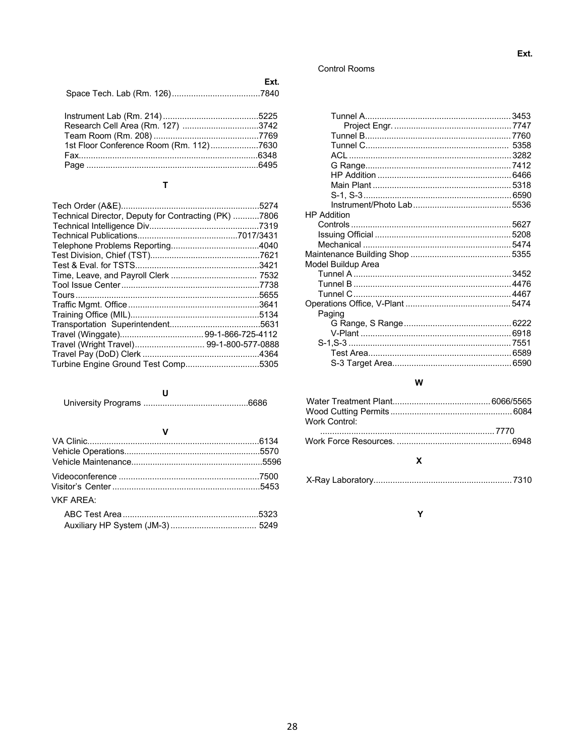| | Ext. |
|---|---|
| Space Tech. Lab (Rm. 126) | 7840 |
| Instrument Lab (Rm. 214) | 5225 |
| Research Cell Area (Rm. 127) | 3742 |
| Team Room (Rm. 208) | 7769 |
| 1st Floor Conference Room (Rm. 112) | 7630 |
| Fax | 6348 |
| Page | 6495 |

### T

| | |
|---|---|
| Tech Order (A&E) | 5274 |
| Technical Director, Deputy for Contracting (PK) | 7806 |
| Technical Intelligence Div. | 7319 |
| Technical Publications | 7017/3431 |
| Telephone Problems Reporting | 4040 |
| Test Division, Chief (TST) | 7621 |
| Test & Eval. for TSTS | 3421 |
| Time, Leave, and Payroll Clerk | 7532 |
| Tool Issue Center | 7738 |
| Tours | 5655 |
| Traffic Mgmt. Office | 3641 |
| Training Office (MIL) | 5134 |
| Transportation Superintendent | 5631 |
| Travel (Winggate) | 99-1-866-725-4112 |
| Travel (Wright Travel) | 99-1-800-577-0888 |
| Travel Pay (DoD) Clerk | 4364 |
| Turbine Engine Ground Test Comp. | 5305 |

### U

| | |
|---|---|
| University Programs | 6686 |

### V

| | |
|---|---|
| VA Clinic | 6134 |
| Vehicle Operations | 5570 |
| Vehicle Maintenance | 5596 |
| Videoconference | 7500 |
| Visitor's Center | 5453 |

VKF AREA:

| | |
|---|---|
| ABC Test Area | 5323 |
| Auxiliary HP System (JM-3) | 5249 |

Control Rooms

| | Ext. |
|---|---|
| Tunnel A | 3453 |
| Project Engr. | 7747 |
| Tunnel B | 7760 |
| Tunnel C | 5358 |
| ACL | 3282 |
| G Range | 7412 |
| HP Addition | 6466 |
| Main Plant | 5318 |
| S-1, S-3 | 6590 |
| Instrument/Photo Lab | 5536 |

HP Addition

| | |
|---|---|
| Controls | 5627 |
| Issuing Official | 5208 |
| Mechanical | 5474 |
| Maintenance Building Shop | 5355 |

Model Buildup Area

| | |
|---|---|
| Tunnel A | 3452 |
| Tunnel B | 4476 |
| Tunnel C | 4467 |
| Operations Office, V-Plant | 5474 |

Paging

| | |
|---|---|
| G Range, S Range | 6222 |
| V-Plant | 6918 |
| S-1,S-3 | 7551 |
| Test Area | 6589 |
| S-3 Target Area | 6590 |

### W

| | |
|---|---|
| Water Treatment Plant | 6066/5565 |
| Wood Cutting Permits | 6084 |
| Work Control: | 7770 |
| Work Force Resources. | 6948 |

### X

| | |
|---|---|
| X-Ray Laboratory | 7310 |

### Y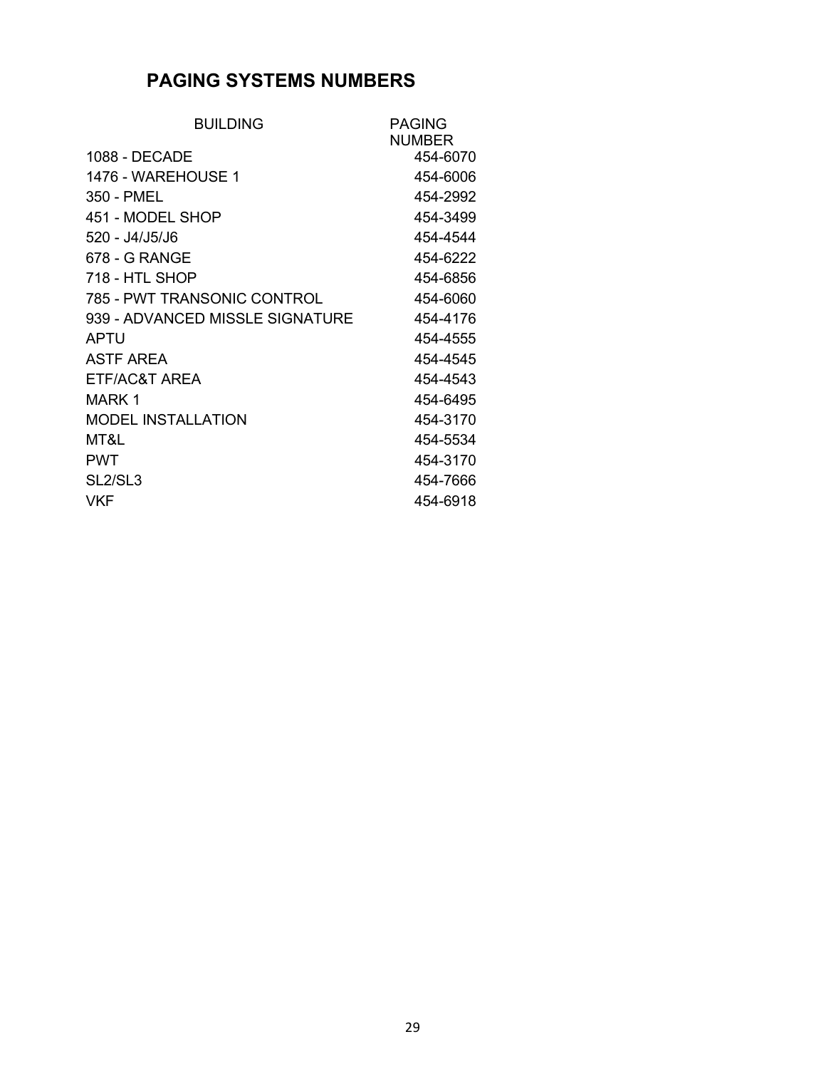## PAGING SYSTEMS NUMBERS

| BUILDING | PAGING NUMBER |
| --- | --- |
| 1088 - DECADE | 454-6070 |
| 1476 - WAREHOUSE 1 | 454-6006 |
| 350 - PMEL | 454-2992 |
| 451 - MODEL SHOP | 454-3499 |
| 520 - J4/J5/J6 | 454-4544 |
| 678 - G RANGE | 454-6222 |
| 718 - HTL SHOP | 454-6856 |
| 785 - PWT TRANSONIC CONTROL | 454-6060 |
| 939 - ADVANCED MISSLE SIGNATURE | 454-4176 |
| APTU | 454-4555 |
| ASTF AREA | 454-4545 |
| ETF/AC&T AREA | 454-4543 |
| MARK 1 | 454-6495 |
| MODEL INSTALLATION | 454-3170 |
| MT&L | 454-5534 |
| PWT | 454-3170 |
| SL2/SL3 | 454-7666 |
| VKF | 454-6918 |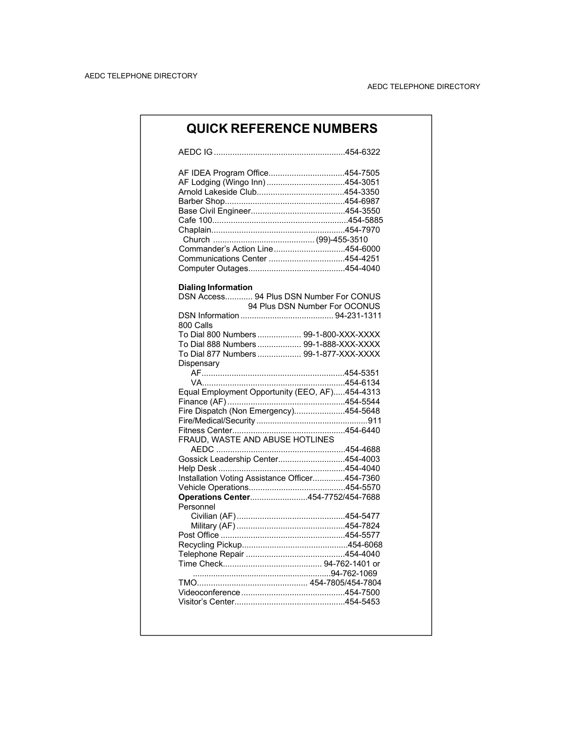# QUICK REFERENCE NUMBERS

AEDC IG........................................................454-6322

AF IDEA Program Office................................454-7505
AF Lodging (Wingo Inn).................................454-3051
Arnold Lakeside Club.....................................454-3350
Barber Shop...................................................454-6987
Base Civil Engineer........................................454-3550
Cafe 100..........................................................454-5885
Chaplain..........................................................454-7970
Church ........................................... (99)-455-3510
Commander's Action Line..............................454-6000
Communications Center ................................454-4251
Computer Outages..........................................454-4040

**Dialing Information**
DSN Access............ 94 Plus DSN Number For CONUS
94 Plus DSN Number For OCONUS
DSN Information........................................ 94-231-1311
800 Calls
To Dial 800 Numbers .................. 99-1-800-XXX-XXXX
To Dial 888 Numbers .................. 99-1-888-XXX-XXXX
To Dial 877 Numbers .................. 99-1-877-XXX-XXXX
Dispensary
AF.............................................................454-5351
VA.............................................................454-6134
Equal Employment Opportunity (EEO, AF).....454-4313
Finance (AF)..................................................454-5544
Fire Dispatch (Non Emergency)......................454-5648
Fire/Medical/Security ................................................911
Fitness Center................................................454-6440
FRAUD, WASTE AND ABUSE HOTLINES
AEDC .......................................................454-4688
Gossick Leadership Center............................454-4003
Help Desk ......................................................454-4040
Installation Voting Assistance Officer..............454-7360
Vehicle Operations..........................................454-5570
**Operations Center**.........................454-7752/454-7688
Personnel
Civilian (AF)..............................................454-5477
Military (AF) ..............................................454-7824
Post Office .....................................................454-5577
Recycling Pickup.............................................454-6068
Telephone Repair ...........................................454-4040
Time Check........................................... 94-762-1401 or
............................................................94-762-1069
TMO................................................ 454-7805/454-7804
Videoconference ............................................454-7500
Visitor's Center...............................................454-5453